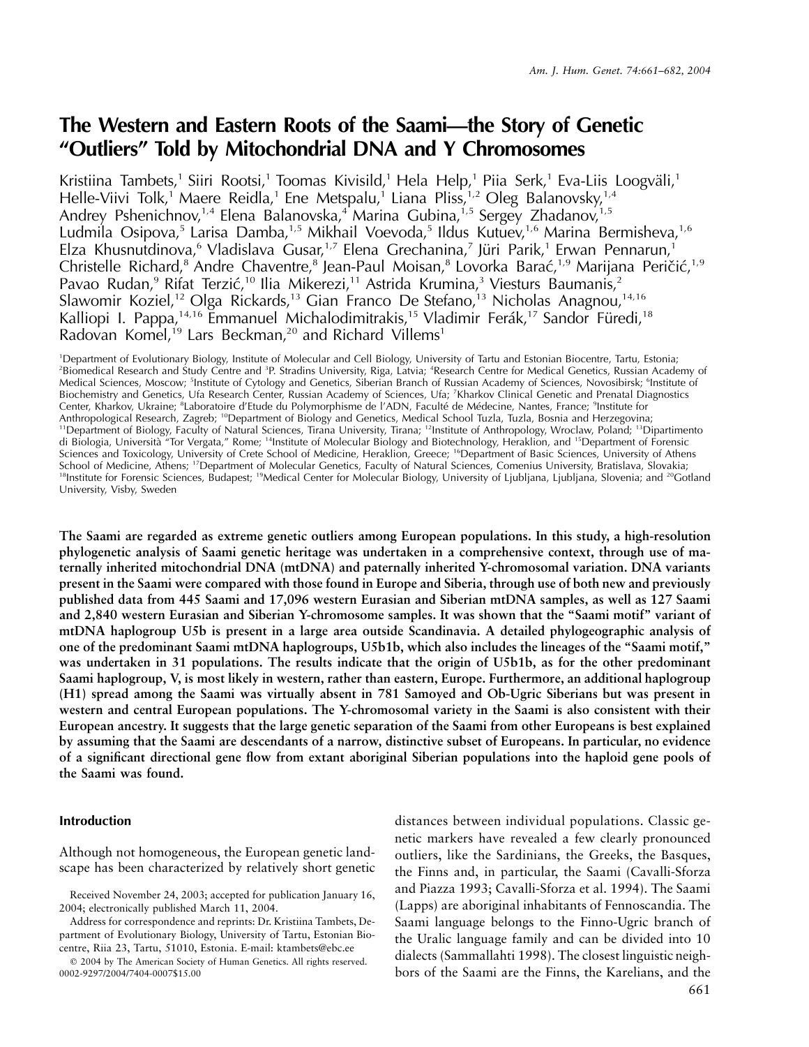# The Western and Eastern Roots of the Saami—the Story of Genetic "Outliers" Told by Mitochondrial DNA and Y Chromosomes

Kristiina Tambets,[1] Siiri Rootsi,[1] Toomas Kivisild,[1] Hela Help,[1] Piia Serk,[1] Eva-Liis Loogväli,[1] Helle-Viivi Tolk,[1] Maere Reidla,[1] Ene Metspalu,[1] Liana Pliss,[1,2] Oleg Balanovsky,[1,4] Andrey Pshenichnov,[1,4] Elena Balanovska,[4] Marina Gubina,[1,5] Sergey Zhadanov,[1,5] Ludmila Osipova,[5] Larisa Damba,[1,5] Mikhail Voevoda,[5] Ildus Kutuev,[1,6] Marina Bermisheva,[1,6] Elza Khusnutdinova,[6] Vladislava Gusar,[1,7] Elena Grechanina,[7] Jüri Parik,[1] Erwan Pennarun,[1] Christelle Richard,[8] Andre Chaventre,[8] Jean-Paul Moisan,[8] Lovorka Barać,[1,9] Marijana Peričić,[1,9] Pavao Rudan,[9] Rifat Terzić,[10] Ilia Mikerezi,[11] Astrida Krumina,[3] Viesturs Baumanis,[2] Slawomir Koziel,[12] Olga Rickards,[13] Gian Franco De Stefano,[13] Nicholas Anagnou,[14,16] Kalliopi I. Pappa,[14,16] Emmanuel Michalodimitrakis,[15] Vladimir Ferák,[17] Sandor Füredi,[18] Radovan Komel,[19] Lars Beckman,[20] and Richard Villems[1]

[1]Department of Evolutionary Biology, Institute of Molecular and Cell Biology, University of Tartu and Estonian Biocentre, Tartu, Estonia; [2]Biomedical Research and Study Centre and [3]P. Stradins University, Riga, Latvia; [4]Research Centre for Medical Genetics, Russian Academy of Medical Sciences, Moscow; [5]Institute of Cytology and Genetics, Siberian Branch of Russian Academy of Sciences, Novosibirsk; [6]Institute of Biochemistry and Genetics, Ufa Research Center, Russian Academy of Sciences, Ufa; [7]Kharkov Clinical Genetic and Prenatal Diagnostics Center, Kharkov, Ukraine; [8]Laboratoire d'Etude du Polymorphisme de l'ADN, Faculté de Médecine, Nantes, France; [9]Institute for Anthropological Research, Zagreb; [10]Department of Biology and Genetics, Medical School Tuzla, Tuzla, Bosnia and Herzegovina; [11]Department of Biology, Faculty of Natural Sciences, Tirana University, Tirana; [12]Institute of Anthropology, Wroclaw, Poland; [13]Dipartimento di Biologia, Università "Tor Vergata," Rome; [14]Institute of Molecular Biology and Biotechnology, Heraklion, and [15]Department of Forensic Sciences and Toxicology, University of Crete School of Medicine, Heraklion, Greece; [16]Department of Basic Sciences, University of Athens School of Medicine, Athens; [17]Department of Molecular Genetics, Faculty of Natural Sciences, Comenius University, Bratislava, Slovakia; [18]Institute for Forensic Sciences, Budapest; [19]Medical Center for Molecular Biology, University of Ljubljana, Ljubljana, Slovenia; and [20]Gotland University, Visby, Sweden

**The Saami are regarded as extreme genetic outliers among European populations. In this study, a high-resolution phylogenetic analysis of Saami genetic heritage was undertaken in a comprehensive context, through use of maternally inherited mitochondrial DNA (mtDNA) and paternally inherited Y-chromosomal variation. DNA variants present in the Saami were compared with those found in Europe and Siberia, through use of both new and previously published data from 445 Saami and 17,096 western Eurasian and Siberian mtDNA samples, as well as 127 Saami and 2,840 western Eurasian and Siberian Y-chromosome samples. It was shown that the "Saami motif" variant of mtDNA haplogroup U5b is present in a large area outside Scandinavia. A detailed phylogeographic analysis of one of the predominant Saami mtDNA haplogroups, U5b1b, which also includes the lineages of the "Saami motif," was undertaken in 31 populations. The results indicate that the origin of U5b1b, as for the other predominant Saami haplogroup, V, is most likely in western, rather than eastern, Europe. Furthermore, an additional haplogroup (H1) spread among the Saami was virtually absent in 781 Samoyed and Ob-Ugric Siberians but was present in western and central European populations. The Y-chromosomal variety in the Saami is also consistent with their European ancestry. It suggests that the large genetic separation of the Saami from other Europeans is best explained by assuming that the Saami are descendants of a narrow, distinctive subset of Europeans. In particular, no evidence of a significant directional gene flow from extant aboriginal Siberian populations into the haploid gene pools of the Saami was found.**

## Introduction

Although not homogeneous, the European genetic landscape has been characterized by relatively short genetic distances between individual populations. Classic genetic markers have revealed a few clearly pronounced outliers, like the Sardinians, the Greeks, the Basques, the Finns and, in particular, the Saami (Cavalli-Sforza and Piazza 1993; Cavalli-Sforza et al. 1994). The Saami (Lapps) are aboriginal inhabitants of Fennoscandia. The Saami language belongs to the Finno-Ugric branch of the Uralic language family and can be divided into 10 dialects (Sammallahti 1998). The closest linguistic neighbors of the Saami are the Finns, the Karelians, and the

Received November 24, 2003; accepted for publication January 16, 2004; electronically published March 11, 2004.

Address for correspondence and reprints: Dr. Kristiina Tambets, Department of Evolutionary Biology, University of Tartu, Estonian Biocentre, Riia 23, Tartu, 51010, Estonia. E-mail: ktambets@ebc.ee

© 2004 by The American Society of Human Genetics. All rights reserved. 0002-9297/2004/7404-0007$15.00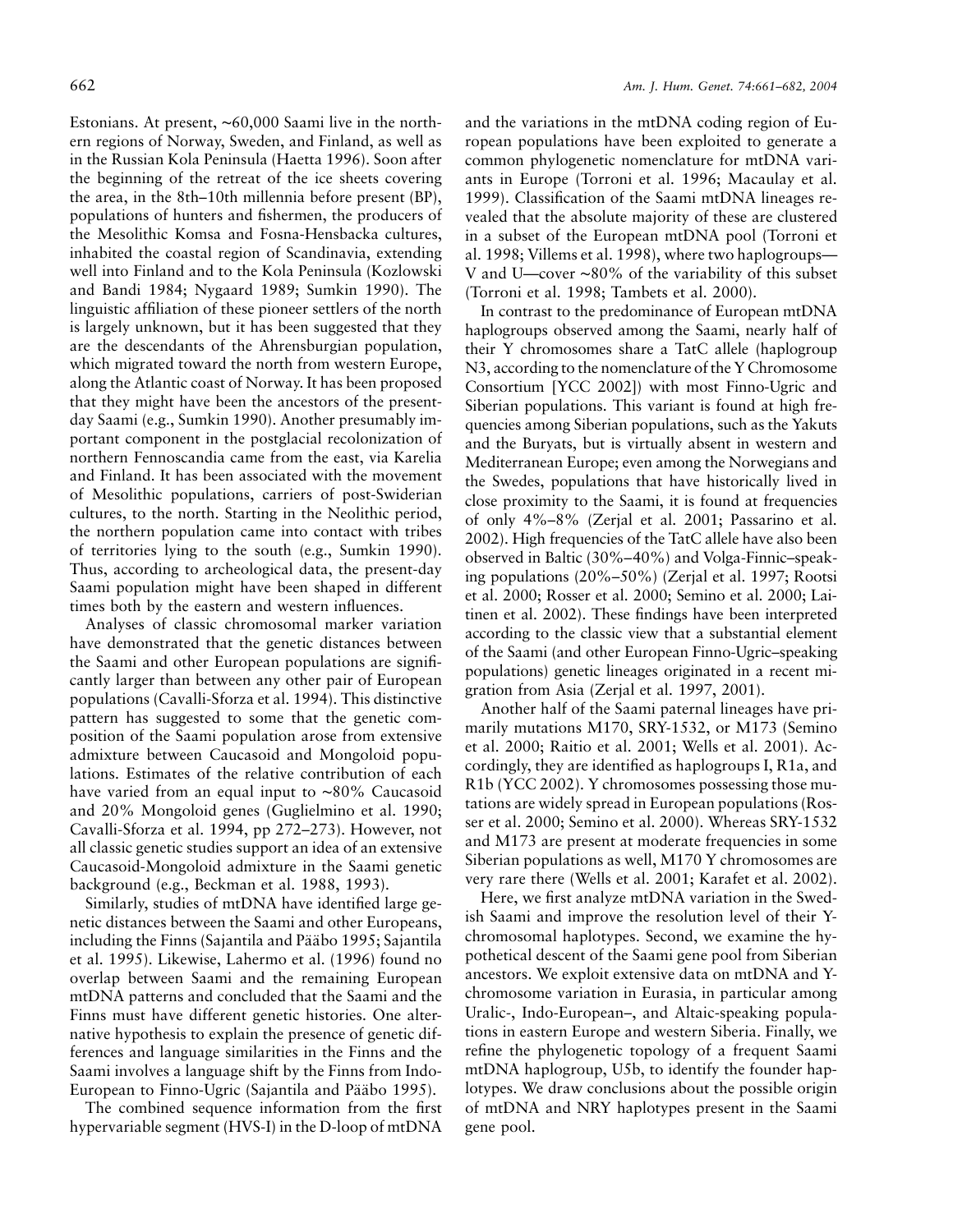Estonians. At present, ~60,000 Saami live in the northern regions of Norway, Sweden, and Finland, as well as in the Russian Kola Peninsula (Haetta 1996). Soon after the beginning of the retreat of the ice sheets covering the area, in the 8th–10th millennia before present (BP), populations of hunters and fishermen, the producers of the Mesolithic Komsa and Fosna-Hensbacka cultures, inhabited the coastal region of Scandinavia, extending well into Finland and to the Kola Peninsula (Kozlowski and Bandi 1984; Nygaard 1989; Sumkin 1990). The linguistic affiliation of these pioneer settlers of the north is largely unknown, but it has been suggested that they are the descendants of the Ahrensburgian population, which migrated toward the north from western Europe, along the Atlantic coast of Norway. It has been proposed that they might have been the ancestors of the present-day Saami (e.g., Sumkin 1990). Another presumably important component in the postglacial recolonization of northern Fennoscandia came from the east, via Karelia and Finland. It has been associated with the movement of Mesolithic populations, carriers of post-Swiderian cultures, to the north. Starting in the Neolithic period, the northern population came into contact with tribes of territories lying to the south (e.g., Sumkin 1990). Thus, according to archeological data, the present-day Saami population might have been shaped in different times both by the eastern and western influences.

Analyses of classic chromosomal marker variation have demonstrated that the genetic distances between the Saami and other European populations are significantly larger than between any other pair of European populations (Cavalli-Sforza et al. 1994). This distinctive pattern has suggested to some that the genetic composition of the Saami population arose from extensive admixture between Caucasoid and Mongoloid populations. Estimates of the relative contribution of each have varied from an equal input to ~80% Caucasoid and 20% Mongoloid genes (Guglielmino et al. 1990; Cavalli-Sforza et al. 1994, pp 272–273). However, not all classic genetic studies support an idea of an extensive Caucasoid-Mongoloid admixture in the Saami genetic background (e.g., Beckman et al. 1988, 1993).

Similarly, studies of mtDNA have identified large genetic distances between the Saami and other Europeans, including the Finns (Sajantila and Pääbo 1995; Sajantila et al. 1995). Likewise, Lahermo et al. (1996) found no overlap between Saami and the remaining European mtDNA patterns and concluded that the Saami and the Finns must have different genetic histories. One alternative hypothesis to explain the presence of genetic differences and language similarities in the Finns and the Saami involves a language shift by the Finns from Indo-European to Finno-Ugric (Sajantila and Pääbo 1995).

The combined sequence information from the first hypervariable segment (HVS-I) in the D-loop of mtDNA and the variations in the mtDNA coding region of European populations have been exploited to generate a common phylogenetic nomenclature for mtDNA variants in Europe (Torroni et al. 1996; Macaulay et al. 1999). Classification of the Saami mtDNA lineages revealed that the absolute majority of these are clustered in a subset of the European mtDNA pool (Torroni et al. 1998; Villems et al. 1998), where two haplogroups—V and U—cover ~80% of the variability of this subset (Torroni et al. 1998; Tambets et al. 2000).

In contrast to the predominance of European mtDNA haplogroups observed among the Saami, nearly half of their Y chromosomes share a TatC allele (haplogroup N3, according to the nomenclature of the Y Chromosome Consortium [YCC 2002]) with most Finno-Ugric and Siberian populations. This variant is found at high frequencies among Siberian populations, such as the Yakuts and the Buryats, but is virtually absent in western and Mediterranean Europe; even among the Norwegians and the Swedes, populations that have historically lived in close proximity to the Saami, it is found at frequencies of only 4%–8% (Zerjal et al. 2001; Passarino et al. 2002). High frequencies of the TatC allele have also been observed in Baltic (30%–40%) and Volga-Finnic–speaking populations (20%–50%) (Zerjal et al. 1997; Rootsi et al. 2000; Rosser et al. 2000; Semino et al. 2000; Laitinen et al. 2002). These findings have been interpreted according to the classic view that a substantial element of the Saami (and other European Finno-Ugric–speaking populations) genetic lineages originated in a recent migration from Asia (Zerjal et al. 1997, 2001).

Another half of the Saami paternal lineages have primarily mutations M170, SRY-1532, or M173 (Semino et al. 2000; Raitio et al. 2001; Wells et al. 2001). Accordingly, they are identified as haplogroups I, R1a, and R1b (YCC 2002). Y chromosomes possessing those mutations are widely spread in European populations (Rosser et al. 2000; Semino et al. 2000). Whereas SRY-1532 and M173 are present at moderate frequencies in some Siberian populations as well, M170 Y chromosomes are very rare there (Wells et al. 2001; Karafet et al. 2002).

Here, we first analyze mtDNA variation in the Swedish Saami and improve the resolution level of their Y-chromosomal haplotypes. Second, we examine the hypothetical descent of the Saami gene pool from Siberian ancestors. We exploit extensive data on mtDNA and Y-chromosome variation in Eurasia, in particular among Uralic-, Indo-European–, and Altaic-speaking populations in eastern Europe and western Siberia. Finally, we refine the phylogenetic topology of a frequent Saami mtDNA haplogroup, U5b, to identify the founder haplotypes. We draw conclusions about the possible origin of mtDNA and NRY haplotypes present in the Saami gene pool.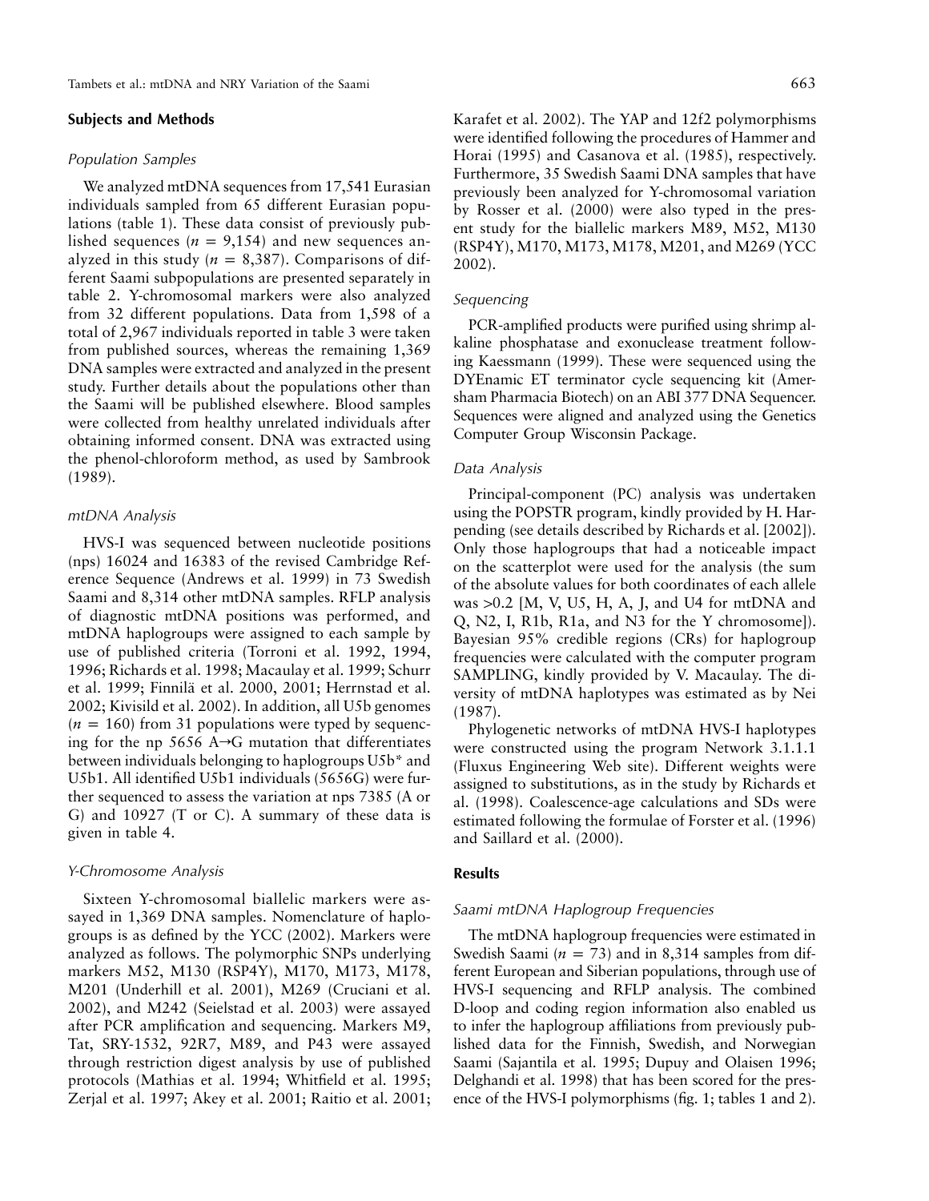## Subjects and Methods

### Population Samples

We analyzed mtDNA sequences from 17,541 Eurasian individuals sampled from 65 different Eurasian populations (table 1). These data consist of previously published sequences ($n = 9,154$) and new sequences analyzed in this study ($n = 8,387$). Comparisons of different Saami subpopulations are presented separately in table 2. Y-chromosomal markers were also analyzed from 32 different populations. Data from 1,598 of a total of 2,967 individuals reported in table 3 were taken from published sources, whereas the remaining 1,369 DNA samples were extracted and analyzed in the present study. Further details about the populations other than the Saami will be published elsewhere. Blood samples were collected from healthy unrelated individuals after obtaining informed consent. DNA was extracted using the phenol-chloroform method, as used by Sambrook (1989).

### mtDNA Analysis

HVS-I was sequenced between nucleotide positions (nps) 16024 and 16383 of the revised Cambridge Reference Sequence (Andrews et al. 1999) in 73 Swedish Saami and 8,314 other mtDNA samples. RFLP analysis of diagnostic mtDNA positions was performed, and mtDNA haplogroups were assigned to each sample by use of published criteria (Torroni et al. 1992, 1994, 1996; Richards et al. 1998; Macaulay et al. 1999; Schurr et al. 1999; Finnilä et al. 2000, 2001; Herrnstad et al. 2002; Kivisild et al. 2002). In addition, all U5b genomes ($n = 160$) from 31 populations were typed by sequencing for the np 5656 A→G mutation that differentiates between individuals belonging to haplogroups U5b* and U5b1. All identified U5b1 individuals (5656G) were further sequenced to assess the variation at nps 7385 (A or G) and 10927 (T or C). A summary of these data is given in table 4.

### Y-Chromosome Analysis

Sixteen Y-chromosomal biallelic markers were assayed in 1,369 DNA samples. Nomenclature of haplogroups is as defined by the YCC (2002). Markers were analyzed as follows. The polymorphic SNPs underlying markers M52, M130 (RSP4Y), M170, M173, M178, M201 (Underhill et al. 2001), M269 (Cruciani et al. 2002), and M242 (Seielstad et al. 2003) were assayed after PCR amplification and sequencing. Markers M9, Tat, SRY-1532, 92R7, M89, and P43 were assayed through restriction digest analysis by use of published protocols (Mathias et al. 1994; Whitfield et al. 1995; Zerjal et al. 1997; Akey et al. 2001; Raitio et al. 2001; Karafet et al. 2002). The YAP and 12f2 polymorphisms were identified following the procedures of Hammer and Horai (1995) and Casanova et al. (1985), respectively. Furthermore, 35 Swedish Saami DNA samples that have previously been analyzed for Y-chromosomal variation by Rosser et al. (2000) were also typed in the present study for the biallelic markers M89, M52, M130 (RSP4Y), M170, M173, M178, M201, and M269 (YCC 2002).

### Sequencing

PCR-amplified products were purified using shrimp alkaline phosphatase and exonuclease treatment following Kaessmann (1999). These were sequenced using the DYEnamic ET terminator cycle sequencing kit (Amersham Pharmacia Biotech) on an ABI 377 DNA Sequencer. Sequences were aligned and analyzed using the Genetics Computer Group Wisconsin Package.

### Data Analysis

Principal-component (PC) analysis was undertaken using the POPSTR program, kindly provided by H. Harpending (see details described by Richards et al. [2002]). Only those haplogroups that had a noticeable impact on the scatterplot were used for the analysis (the sum of the absolute values for both coordinates of each allele was >0.2 [M, V, U5, H, A, J, and U4 for mtDNA and Q, N2, I, R1b, R1a, and N3 for the Y chromosome]). Bayesian 95% credible regions (CRs) for haplogroup frequencies were calculated with the computer program SAMPLING, kindly provided by V. Macaulay. The diversity of mtDNA haplotypes was estimated as by Nei (1987).

Phylogenetic networks of mtDNA HVS-I haplotypes were constructed using the program Network 3.1.1.1 (Fluxus Engineering Web site). Different weights were assigned to substitutions, as in the study by Richards et al. (1998). Coalescence-age calculations and SDs were estimated following the formulae of Forster et al. (1996) and Saillard et al. (2000).

## Results

### Saami mtDNA Haplogroup Frequencies

The mtDNA haplogroup frequencies were estimated in Swedish Saami ($n = 73$) and in 8,314 samples from different European and Siberian populations, through use of HVS-I sequencing and RFLP analysis. The combined D-loop and coding region information also enabled us to infer the haplogroup affiliations from previously published data for the Finnish, Swedish, and Norwegian Saami (Sajantila et al. 1995; Dupuy and Olaisen 1996; Delghandi et al. 1998) that has been scored for the presence of the HVS-I polymorphisms (fig. 1; tables 1 and 2).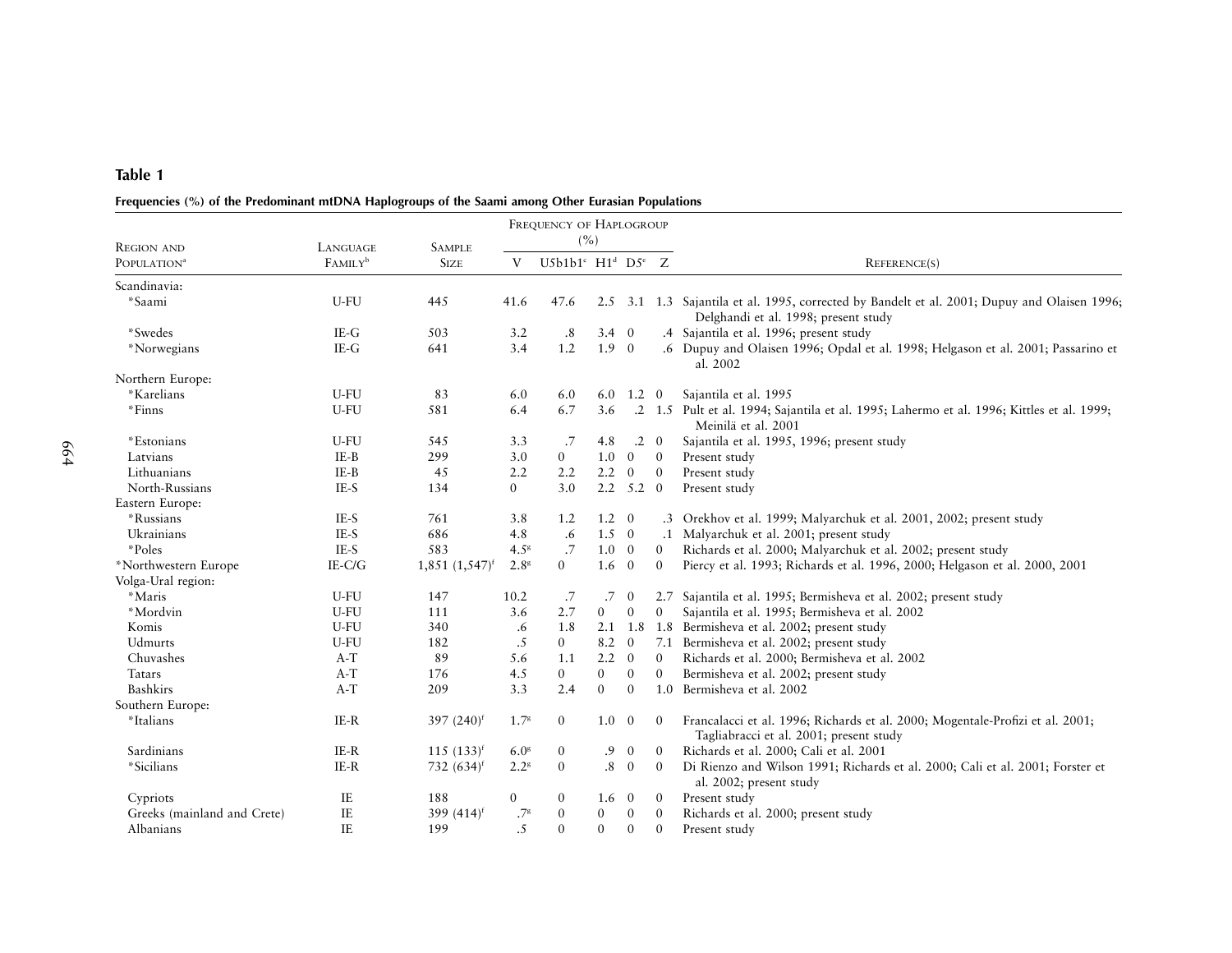**Table 1**

**Frequencies (%) of the Predominant mtDNA Haplogroups of the Saami among Other Eurasian Populations**

| Region and Population[a] | Language Family[b] | Sample Size | Frequency of Haplogroup (%) | | | | | Reference(s) |
|---|---|---|---|---|---|---|---|---|
| | | | V | U5b1b1[c] | H1[d] | D5[e] | Z | |
| Scandinavia: | | | | | | | | |
| *Saami | U-FU | 445 | 41.6 | 47.6 | 2.5 | 3.1 | 1.3 | Sajantila et al. 1995, corrected by Bandelt et al. 2001; Dupuy and Olaisen 1996; Delghandi et al. 1998; present study |
| *Swedes | IE-G | 503 | 3.2 | .8 | 3.4 | 0 | .4 | Sajantila et al. 1996; present study |
| *Norwegians | IE-G | 641 | 3.4 | 1.2 | 1.9 | 0 | .6 | Dupuy and Olaisen 1996; Opdal et al. 1998; Helgason et al. 2001; Passarino et al. 2002 |
| Northern Europe: | | | | | | | | |
| *Karelians | U-FU | 83 | 6.0 | 6.0 | 6.0 | 1.2 | 0 | Sajantila et al. 1995 |
| *Finns | U-FU | 581 | 6.4 | 6.7 | 3.6 | .2 | 1.5 | Pult et al. 1994; Sajantila et al. 1995; Lahermo et al. 1996; Kittles et al. 1999; Meinilä et al. 2001 |
| *Estonians | U-FU | 545 | 3.3 | .7 | 4.8 | .2 | 0 | Sajantila et al. 1995, 1996; present study |
| Latvians | IE-B | 299 | 3.0 | 0 | 1.0 | 0 | 0 | Present study |
| Lithuanians | IE-B | 45 | 2.2 | 2.2 | 2.2 | 0 | 0 | Present study |
| North-Russians | IE-S | 134 | 0 | 3.0 | 2.2 | 5.2 | 0 | Present study |
| Eastern Europe: | | | | | | | | |
| *Russians | IE-S | 761 | 3.8 | 1.2 | 1.2 | 0 | .3 | Orekhov et al. 1999; Malyarchuk et al. 2001, 2002; present study |
| Ukrainians | IE-S | 686 | 4.8 | .6 | 1.5 | 0 | .1 | Malyarchuk et al. 2001; present study |
| *Poles | IE-S | 583 | 4.5[g] | .7 | 1.0 | 0 | 0 | Richards et al. 2000; Malyarchuk et al. 2002; present study |
| *Northwestern Europe | IE-C/G | 1,851 (1,547)[f] | 2.8[g] | 0 | 1.6 | 0 | 0 | Piercy et al. 1993; Richards et al. 1996, 2000; Helgason et al. 2000, 2001 |
| Volga-Ural region: | | | | | | | | |
| *Maris | U-FU | 147 | 10.2 | .7 | .7 | 0 | 2.7 | Sajantila et al. 1995; Bermisheva et al. 2002; present study |
| *Mordvin | U-FU | 111 | 3.6 | 2.7 | 0 | 0 | 0 | Sajantila et al. 1995; Bermisheva et al. 2002 |
| Komis | U-FU | 340 | .6 | 1.8 | 2.1 | 1.8 | 1.8 | Bermisheva et al. 2002; present study |
| Udmurts | U-FU | 182 | .5 | 0 | 8.2 | 0 | 7.1 | Bermisheva et al. 2002; present study |
| Chuvashes | A-T | 89 | 5.6 | 1.1 | 2.2 | 0 | 0 | Richards et al. 2000; Bermisheva et al. 2002 |
| Tatars | A-T | 176 | 4.5 | 0 | 0 | 0 | 0 | Bermisheva et al. 2002; present study |
| Bashkirs | A-T | 209 | 3.3 | 2.4 | 0 | 0 | 1.0 | Bermisheva et al. 2002 |
| Southern Europe: | | | | | | | | |
| *Italians | IE-R | 397 (240)[f] | 1.7[g] | 0 | 1.0 | 0 | 0 | Francalacci et al. 1996; Richards et al. 2000; Mogentale-Profizi et al. 2001; Tagliabracci et al. 2001; present study |
| Sardinians | IE-R | 115 (133)[f] | 6.0[g] | 0 | .9 | 0 | 0 | Richards et al. 2000; Cali et al. 2001 |
| *Sicilians | IE-R | 732 (634)[f] | 2.2[g] | 0 | .8 | 0 | 0 | Di Rienzo and Wilson 1991; Richards et al. 2000; Cali et al. 2001; Forster et al. 2002; present study |
| Cypriots | IE | 188 | 0 | 0 | 1.6 | 0 | 0 | Present study |
| Greeks (mainland and Crete) | IE | 399 (414)[f] | .7[g] | 0 | 0 | 0 | 0 | Richards et al. 2000; present study |
| Albanians | IE | 199 | .5 | 0 | 0 | 0 | 0 | Present study |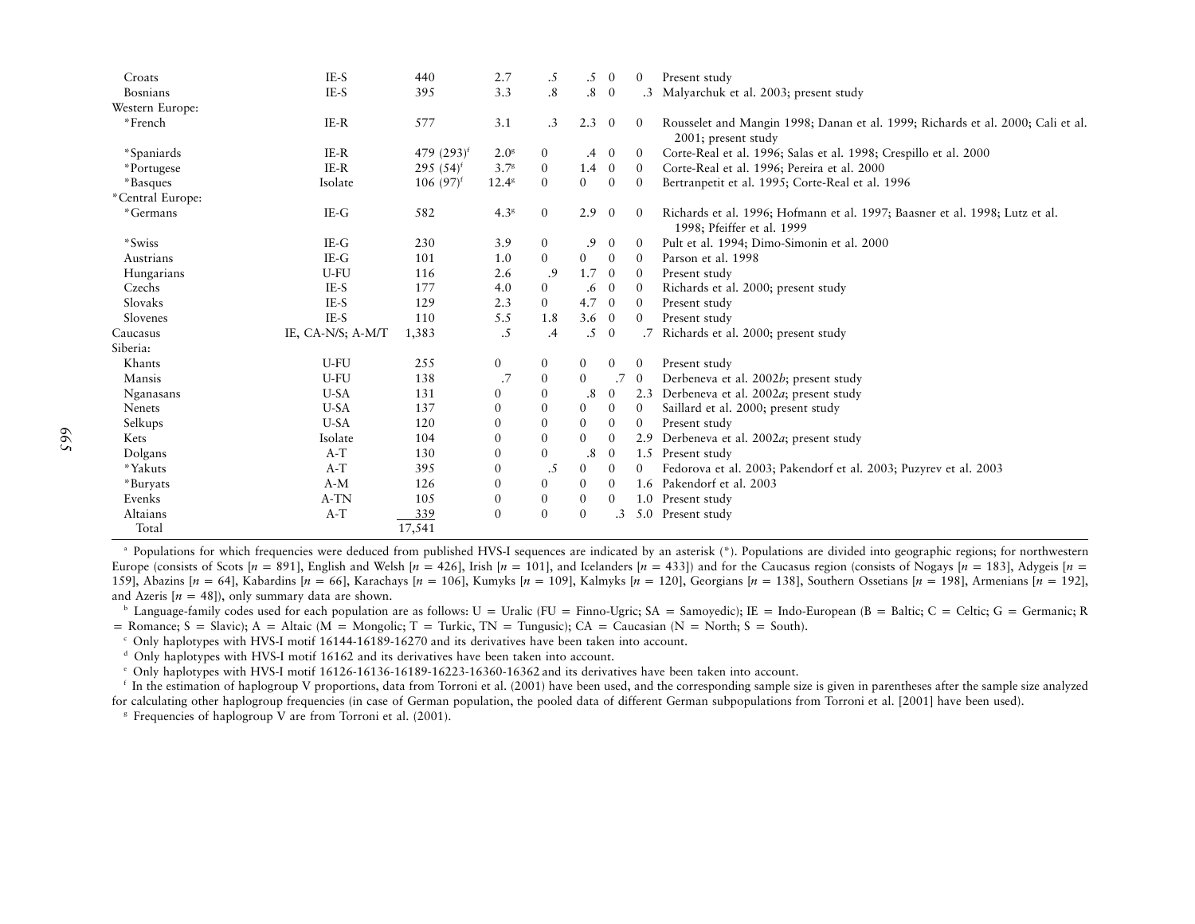| | | | | | | | | |
|---|---|---|---|---|---|---|---|---|
| Croats | IE-S | 440 | 2.7 | .5 | .5 | 0 | 0 | Present study |
| Bosnians | IE-S | 395 | 3.3 | .8 | .8 | 0 | .3 | Malyarchuk et al. 2003; present study |
| Western Europe: | | | | | | | | |
| *French | IE-R | 577 | 3.1 | .3 | 2.3 | 0 | 0 | Rousselet and Mangin 1998; Danan et al. 1999; Richards et al. 2000; Cali et al. 2001; present study |
| *Spaniards | IE-R | 479 (293)[f] | 2.0[g] | 0 | .4 | 0 | 0 | Corte-Real et al. 1996; Salas et al. 1998; Crespillo et al. 2000 |
| *Portugese | IE-R | 295 (54)[f] | 3.7[g] | 0 | 1.4 | 0 | 0 | Corte-Real et al. 1996; Pereira et al. 2000 |
| *Basques | Isolate | 106 (97)[f] | 12.4[g] | 0 | 0 | 0 | 0 | Bertranpetit et al. 1995; Corte-Real et al. 1996 |
| *Central Europe: | | | | | | | | |
| *Germans | IE-G | 582 | 4.3[g] | 0 | 2.9 | 0 | 0 | Richards et al. 1996; Hofmann et al. 1997; Baasner et al. 1998; Lutz et al. 1998; Pfeiffer et al. 1999 |
| *Swiss | IE-G | 230 | 3.9 | 0 | .9 | 0 | 0 | Pult et al. 1994; Dimo-Simonin et al. 2000 |
| Austrians | IE-G | 101 | 1.0 | 0 | 0 | 0 | 0 | Parson et al. 1998 |
| Hungarians | U-FU | 116 | 2.6 | .9 | 1.7 | 0 | 0 | Present study |
| Czechs | IE-S | 177 | 4.0 | 0 | .6 | 0 | 0 | Richards et al. 2000; present study |
| Slovaks | IE-S | 129 | 2.3 | 0 | 4.7 | 0 | 0 | Present study |
| Slovenes | IE-S | 110 | 5.5 | 1.8 | 3.6 | 0 | 0 | Present study |
| Caucasus | IE, CA-N/S; A-M/T | 1,383 | .5 | .4 | .5 | 0 | .7 | Richards et al. 2000; present study |
| Siberia: | | | | | | | | |
| Khants | U-FU | 255 | 0 | 0 | 0 | 0 | 0 | Present study |
| Mansis | U-FU | 138 | .7 | 0 | 0 | .7 | 0 | Derbeneva et al. 2002*b*; present study |
| Nganasans | U-SA | 131 | 0 | 0 | .8 | 0 | 2.3 | Derbeneva et al. 2002*a*; present study |
| Nenets | U-SA | 137 | 0 | 0 | 0 | 0 | 0 | Saillard et al. 2000; present study |
| Selkups | U-SA | 120 | 0 | 0 | 0 | 0 | 0 | Present study |
| Kets | Isolate | 104 | 0 | 0 | 0 | 0 | 2.9 | Derbeneva et al. 2002*a*; present study |
| Dolgans | A-T | 130 | 0 | 0 | .8 | 0 | 1.5 | Present study |
| *Yakuts | A-T | 395 | 0 | .5 | 0 | 0 | 0 | Fedorova et al. 2003; Pakendorf et al. 2003; Puzyrev et al. 2003 |
| *Buryats | A-M | 126 | 0 | 0 | 0 | 0 | 1.6 | Pakendorf et al. 2003 |
| Evenks | A-TN | 105 | 0 | 0 | 0 | 0 | 1.0 | Present study |
| Altaians | A-T | 339 | 0 | 0 | 0 | .3 | 5.0 | Present study |
| Total | | 17,541 | | | | | | |

[a] Populations for which frequencies were deduced from published HVS-I sequences are indicated by an asterisk (*). Populations are divided into geographic regions; for northwestern Europe (consists of Scots [$n$ = 891], English and Welsh [$n$ = 426], Irish [$n$ = 101], and Icelanders [$n$ = 433]) and for the Caucasus region (consists of Nogays [$n$ = 183], Adygeis [$n$ = 159], Abazins [$n$ = 64], Kabardins [$n$ = 66], Karachays [$n$ = 106], Kumyks [$n$ = 109], Kalmyks [$n$ = 120], Georgians [$n$ = 138], Southern Ossetians [$n$ = 198], Armenians [$n$ = 192], and Azeris [$n$ = 48]), only summary data are shown.

[b] Language-family codes used for each population are as follows: U = Uralic (FU = Finno-Ugric; SA = Samoyedic); IE = Indo-European (B = Baltic; C = Celtic; G = Germanic; R = Romance; S = Slavic); A = Altaic (M = Mongolic; T = Turkic, TN = Tungusic); CA = Caucasian (N = North; S = South).

[c] Only haplotypes with HVS-I motif 16144-16189-16270 and its derivatives have been taken into account.

[d] Only haplotypes with HVS-I motif 16162 and its derivatives have been taken into account.

[e] Only haplotypes with HVS-I motif 16126-16136-16189-16223-16360-16362 and its derivatives have been taken into account.

[f] In the estimation of haplogroup V proportions, data from Torroni et al. (2001) have been used, and the corresponding sample size is given in parentheses after the sample size analyzed for calculating other haplogroup frequencies (in case of German population, the pooled data of different German subpopulations from Torroni et al. [2001] have been used).

[g] Frequencies of haplogroup V are from Torroni et al. (2001).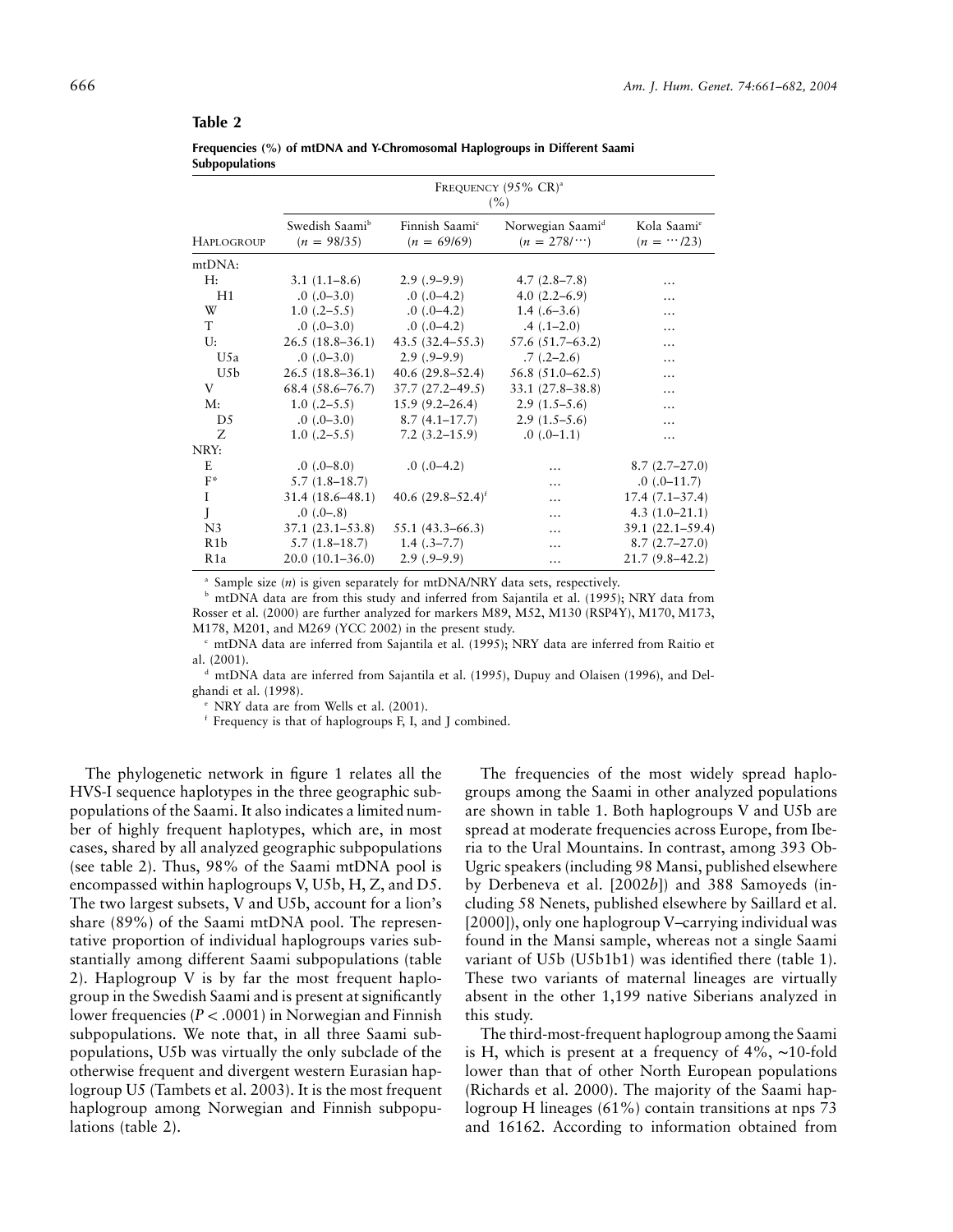**Table 2**

**Frequencies (%) of mtDNA and Y-Chromosomal Haplogroups in Different Saami Subpopulations**

| Haplogroup | Frequency (95% CR)[a] (%) | | | |
|---|---|---|---|---|
| | Swedish Saami[b] ($n$ = 98/35) | Finnish Saami[c] ($n$ = 69/69) | Norwegian Saami[d] ($n$ = 278/⋯) | Kola Saami[e] ($n$ = ⋯/23) |
| mtDNA: | | | | |
| H: | 3.1 (1.1–8.6) | 2.9 (.9–9.9) | 4.7 (2.8–7.8) | … |
| H1 | .0 (.0–3.0) | .0 (.0–4.2) | 4.0 (2.2–6.9) | … |
| W | 1.0 (.2–5.5) | .0 (.0–4.2) | 1.4 (.6–3.6) | … |
| T | .0 (.0–3.0) | .0 (.0–4.2) | .4 (.1–2.0) | … |
| U: | 26.5 (18.8–36.1) | 43.5 (32.4–55.3) | 57.6 (51.7–63.2) | … |
| U5a | .0 (.0–3.0) | 2.9 (.9–9.9) | .7 (.2–2.6) | … |
| U5b | 26.5 (18.8–36.1) | 40.6 (29.8–52.4) | 56.8 (51.0–62.5) | … |
| V | 68.4 (58.6–76.7) | 37.7 (27.2–49.5) | 33.1 (27.8–38.8) | … |
| M: | 1.0 (.2–5.5) | 15.9 (9.2–26.4) | 2.9 (1.5–5.6) | … |
| D5 | .0 (.0–3.0) | 8.7 (4.1–17.7) | 2.9 (1.5–5.6) | … |
| Z | 1.0 (.2–5.5) | 7.2 (3.2–15.9) | .0 (.0–1.1) | … |
| NRY: | | | | |
| E | .0 (.0–8.0) | .0 (.0–4.2) | … | 8.7 (2.7–27.0) |
| F* | 5.7 (1.8–18.7) | | … | .0 (.0–11.7) |
| I | 31.4 (18.6–48.1) | 40.6 (29.8–52.4)[f] | … | 17.4 (7.1–37.4) |
| J | .0 (.0–.8) | | … | 4.3 (1.0–21.1) |
| N3 | 37.1 (23.1–53.8) | 55.1 (43.3–66.3) | … | 39.1 (22.1–59.4) |
| R1b | 5.7 (1.8–18.7) | 1.4 (.3–7.7) | … | 8.7 (2.7–27.0) |
| R1a | 20.0 (10.1–36.0) | 2.9 (.9–9.9) | … | 21.7 (9.8–42.2) |

[a] Sample size ($n$) is given separately for mtDNA/NRY data sets, respectively.
[b] mtDNA data are from this study and inferred from Sajantila et al. (1995); NRY data from Rosser et al. (2000) are further analyzed for markers M89, M52, M130 (RSP4Y), M170, M173, M178, M201, and M269 (YCC 2002) in the present study.
[c] mtDNA data are inferred from Sajantila et al. (1995); NRY data are inferred from Raitio et al. (2001).
[d] mtDNA data are inferred from Sajantila et al. (1995), Dupuy and Olaisen (1996), and Delghandi et al. (1998).
[e] NRY data are from Wells et al. (2001).
[f] Frequency is that of haplogroups F, I, and J combined.

The phylogenetic network in figure 1 relates all the HVS-I sequence haplotypes in the three geographic subpopulations of the Saami. It also indicates a limited number of highly frequent haplotypes, which are, in most cases, shared by all analyzed geographic subpopulations (see table 2). Thus, 98% of the Saami mtDNA pool is encompassed within haplogroups V, U5b, H, Z, and D5. The two largest subsets, V and U5b, account for a lion's share (89%) of the Saami mtDNA pool. The representative proportion of individual haplogroups varies substantially among different Saami subpopulations (table 2). Haplogroup V is by far the most frequent haplogroup in the Swedish Saami and is present at significantly lower frequencies ($P < .0001$) in Norwegian and Finnish subpopulations. We note that, in all three Saami subpopulations, U5b was virtually the only subclade of the otherwise frequent and divergent western Eurasian haplogroup U5 (Tambets et al. 2003). It is the most frequent haplogroup among Norwegian and Finnish subpopulations (table 2).

The frequencies of the most widely spread haplogroups among the Saami in other analyzed populations are shown in table 1. Both haplogroups V and U5b are spread at moderate frequencies across Europe, from Iberia to the Ural Mountains. In contrast, among 393 Ob-Ugric speakers (including 98 Mansi, published elsewhere by Derbeneva et al. [2002*b*]) and 388 Samoyeds (including 58 Nenets, published elsewhere by Saillard et al. [2000]), only one haplogroup V–carrying individual was found in the Mansi sample, whereas not a single Saami variant of U5b (U5b1b1) was identified there (table 1). These two variants of maternal lineages are virtually absent in the other 1,199 native Siberians analyzed in this study.

The third-most-frequent haplogroup among the Saami is H, which is present at a frequency of 4%, ~10-fold lower than that of other North European populations (Richards et al. 2000). The majority of the Saami haplogroup H lineages (61%) contain transitions at nps 73 and 16162. According to information obtained from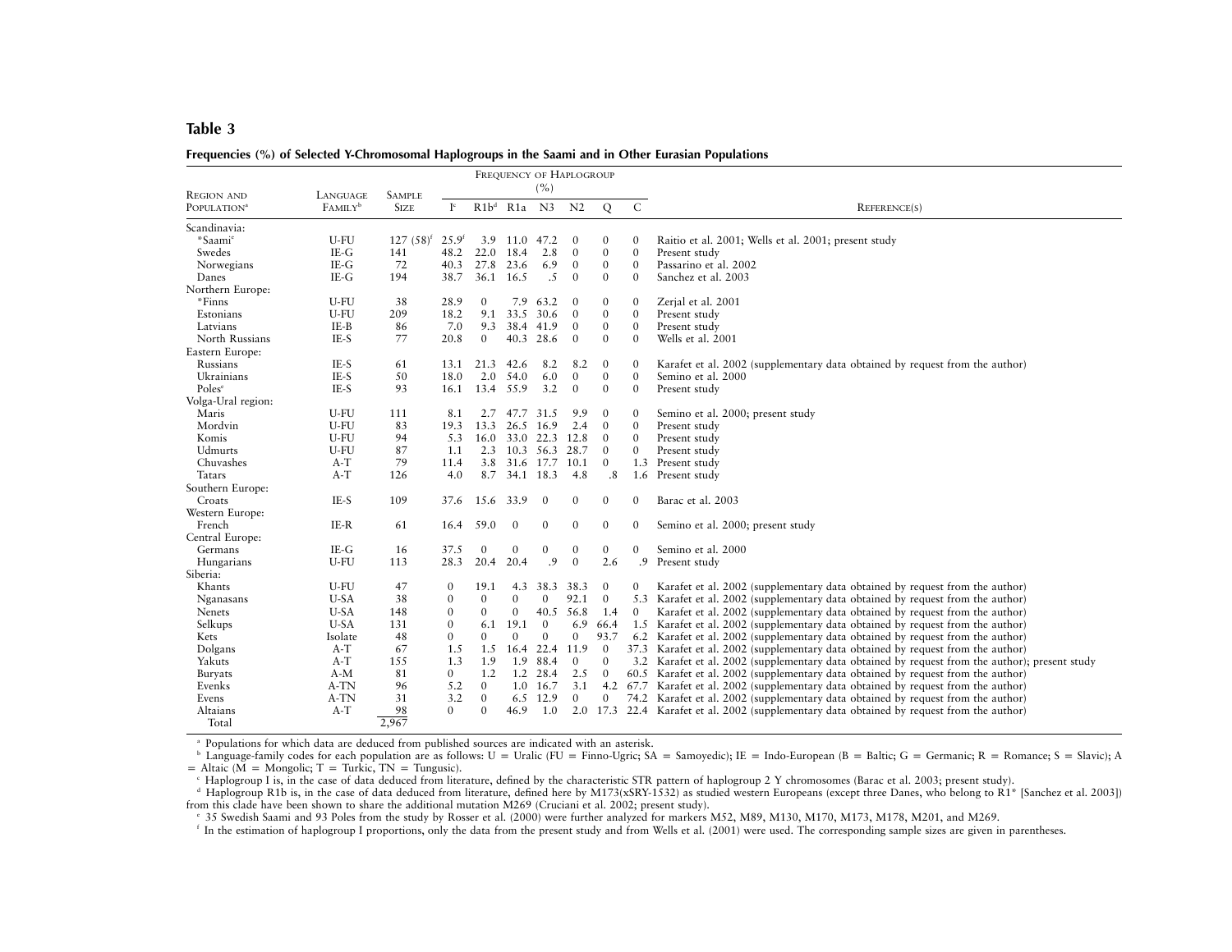## Table 3

**Frequencies (%) of Selected Y-Chromosomal Haplogroups in the Saami and in Other Eurasian Populations**

| Region and Population[a] | Language Family[b] | Sample Size | Frequency of Haplogroup (%) | | | | | | | Reference(s) |
|---|---|---|---|---|---|---|---|---|---|---|
| | | | I[c] | R1b[d] | R1a | N3 | N2 | Q | C | |
| Scandinavia: | | | | | | | | | | |
| *Saami[e] | U-FU | 127 (58)[f] | 25.9[f] | 3.9 | 11.0 | 47.2 | 0 | 0 | 0 | Raitio et al. 2001; Wells et al. 2001; present study |
| Swedes | IE-G | 141 | 48.2 | 22.0 | 18.4 | 2.8 | 0 | 0 | 0 | Present study |
| Norwegians | IE-G | 72 | 40.3 | 27.8 | 23.6 | 6.9 | 0 | 0 | 0 | Passarino et al. 2002 |
| Danes | IE-G | 194 | 38.7 | 36.1 | 16.5 | .5 | 0 | 0 | 0 | Sanchez et al. 2003 |
| Northern Europe: | | | | | | | | | | |
| *Finns | U-FU | 38 | 28.9 | 0 | 7.9 | 63.2 | 0 | 0 | 0 | Zerjal et al. 2001 |
| Estonians | U-FU | 209 | 18.2 | 9.1 | 33.5 | 30.6 | 0 | 0 | 0 | Present study |
| Latvians | IE-B | 86 | 7.0 | 9.3 | 38.4 | 41.9 | 0 | 0 | 0 | Present study |
| North Russians | IE-S | 77 | 20.8 | 0 | 40.3 | 28.6 | 0 | 0 | 0 | Wells et al. 2001 |
| Eastern Europe: | | | | | | | | | | |
| Russians | IE-S | 61 | 13.1 | 21.3 | 42.6 | 8.2 | 8.2 | 0 | 0 | Karafet et al. 2002 (supplementary data obtained by request from the author) |
| Ukrainians | IE-S | 50 | 18.0 | 2.0 | 54.0 | 6.0 | 0 | 0 | 0 | Semino et al. 2000 |
| Poles[e] | IE-S | 93 | 16.1 | 13.4 | 55.9 | 3.2 | 0 | 0 | 0 | Present study |
| Volga-Ural region: | | | | | | | | | | |
| Maris | U-FU | 111 | 8.1 | 2.7 | 47.7 | 31.5 | 9.9 | 0 | 0 | Semino et al. 2000; present study |
| Mordvin | U-FU | 83 | 19.3 | 13.3 | 26.5 | 16.9 | 2.4 | 0 | 0 | Present study |
| Komis | U-FU | 94 | 5.3 | 16.0 | 33.0 | 22.3 | 12.8 | 0 | 0 | Present study |
| Udmurts | U-FU | 87 | 1.1 | 2.3 | 10.3 | 56.3 | 28.7 | 0 | 0 | Present study |
| Chuvashes | A-T | 79 | 11.4 | 3.8 | 31.6 | 17.7 | 10.1 | 0 | 1.3 | Present study |
| Tatars | A-T | 126 | 4.0 | 8.7 | 34.1 | 18.3 | 4.8 | .8 | 1.6 | Present study |
| Southern Europe: | | | | | | | | | | |
| Croats | IE-S | 109 | 37.6 | 15.6 | 33.9 | 0 | 0 | 0 | 0 | Barac et al. 2003 |
| Western Europe: | | | | | | | | | | |
| French | IE-R | 61 | 16.4 | 59.0 | 0 | 0 | 0 | 0 | 0 | Semino et al. 2000; present study |
| Central Europe: | | | | | | | | | | |
| Germans | IE-G | 16 | 37.5 | 0 | 0 | 0 | 0 | 0 | 0 | Semino et al. 2000 |
| Hungarians | U-FU | 113 | 28.3 | 20.4 | 20.4 | .9 | 0 | 2.6 | .9 | Present study |
| Siberia: | | | | | | | | | | |
| Khants | U-FU | 47 | 0 | 19.1 | 4.3 | 38.3 | 38.3 | 0 | 0 | Karafet et al. 2002 (supplementary data obtained by request from the author) |
| Nganasans | U-SA | 38 | 0 | 0 | 0 | 0 | 92.1 | 0 | 5.3 | Karafet et al. 2002 (supplementary data obtained by request from the author) |
| Nenets | U-SA | 148 | 0 | 0 | 0 | 40.5 | 56.8 | 1.4 | 0 | Karafet et al. 2002 (supplementary data obtained by request from the author) |
| Selkups | U-SA | 131 | 0 | 6.1 | 19.1 | 0 | 6.9 | 66.4 | 1.5 | Karafet et al. 2002 (supplementary data obtained by request from the author) |
| Kets | Isolate | 48 | 0 | 0 | 0 | 0 | 0 | 93.7 | 6.2 | Karafet et al. 2002 (supplementary data obtained by request from the author) |
| Dolgans | A-T | 67 | 1.5 | 1.5 | 16.4 | 22.4 | 11.9 | 0 | 37.3 | Karafet et al. 2002 (supplementary data obtained by request from the author) |
| Yakuts | A-T | 155 | 1.3 | 1.9 | 1.9 | 88.4 | 0 | 0 | 3.2 | Karafet et al. 2002 (supplementary data obtained by request from the author); present study |
| Buryats | A-M | 81 | 0 | 1.2 | 1.2 | 28.4 | 2.5 | 0 | 60.5 | Karafet et al. 2002 (supplementary data obtained by request from the author) |
| Evenks | A-TN | 96 | 5.2 | 0 | 1.0 | 16.7 | 3.1 | 4.2 | 67.7 | Karafet et al. 2002 (supplementary data obtained by request from the author) |
| Evens | A-TN | 31 | 3.2 | 0 | 6.5 | 12.9 | 0 | 0 | 74.2 | Karafet et al. 2002 (supplementary data obtained by request from the author) |
| Altaians | A-T | 98 | 0 | 0 | 46.9 | 1.0 | 2.0 | 17.3 | 22.4 | Karafet et al. 2002 (supplementary data obtained by request from the author) |
| Total | | 2,967 | | | | | | | | |

[a] Populations for which data are deduced from published sources are indicated with an asterisk.

[b] Language-family codes for each population are as follows: U = Uralic (FU = Finno-Ugric; SA = Samoyedic); IE = Indo-European (B = Baltic; G = Germanic; R = Romance; S = Slavic); A = Altaic (M = Mongolic; T = Turkic, TN = Tungusic).

[c] Haplogroup I is, in the case of data deduced from literature, defined by the characteristic STR pattern of haplogroup 2 Y chromosomes (Barac et al. 2003; present study).

[d] Haplogroup R1b is, in the case of data deduced from literature, defined here by M173(xSRY-1532) as studied western Europeans (except three Danes, who belong to R1* [Sanchez et al. 2003]) from this clade have been shown to share the additional mutation M269 (Cruciani et al. 2002; present study).

[e] 35 Swedish Saami and 93 Poles from the study by Rosser et al. (2000) were further analyzed for markers M52, M89, M130, M170, M173, M178, M201, and M269.

[f] In the estimation of haplogroup I proportions, only the data from the present study and from Wells et al. (2001) were used. The corresponding sample sizes are given in parentheses.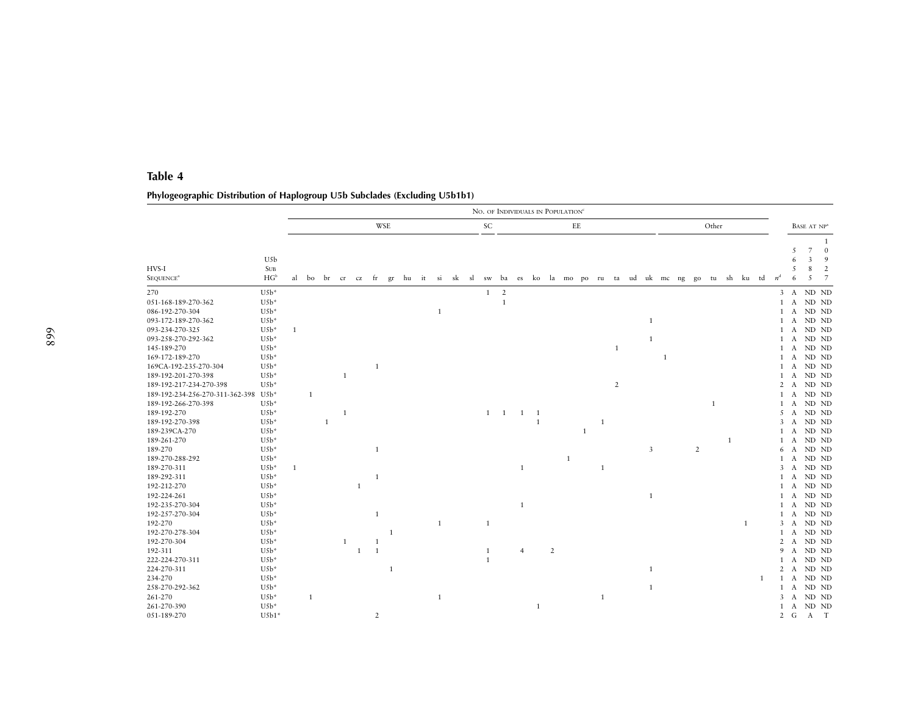## Table 4

**Phylogeographic Distribution of Haplogroup U5b Subclades (Excluding U5b1b1)**

| HVS-I Sequence[a] | U5b Sub HG[b] | No. of Individuals in Population[c] | | | | | | | | | | | | | | | | | | | | | | | | | | | | | | | Base at NP[e] | | |
|---|---|---|---|---|---|---|---|---|---|---|---|---|---|---|---|---|---|---|---|---|---|---|---|---|---|---|---|---|---|---|---|---|---|---|---|
| | | WSE | | | | | | | | | | | | SC | EE | | | | | | | | | | Other | | | | | | | | | | |
| | | al | bo | br | cr | cz | fr | gr | hu | it | si | sk | sl | sw | ba | es | ko | la | mo | po | ru | ta | ud | uk | mc | ng | go | tu | sh | ku | td | $n$[d] | 5656 | 7385 | 10927 |
| 270 | U5b* | | | | | | | | | | | | | 1 | 2 | | | | | | | | | | | | | | | | | 3 | A | ND | ND |
| 051-168-189-270-362 | U5b* | | | | | | | | | | | | | | 1 | | | | | | | | | | | | | | | | | 1 | A | ND | ND |
| 086-192-270-304 | U5b* | | | | | | | | | | 1 | | | | | | | | | | | | | | | | | | | | | 1 | A | ND | ND |
| 093-172-189-270-362 | U5b* | | | | | | | | | | | | | | | | | | | | | | | 1 | | | | | | | | 1 | A | ND | ND |
| 093-234-270-325 | U5b* | 1 | | | | | | | | | | | | | | | | | | | | | | | | | | | | | | 1 | A | ND | ND |
| 093-258-270-292-362 | U5b* | | | | | | | | | | | | | | | | | | | | | | | 1 | | | | | | | | 1 | A | ND | ND |
| 145-189-270 | U5b* | | | | | | | | | | | | | | | | | | | | | 1 | | | | | | | | | | 1 | A | ND | ND |
| 169-172-189-270 | U5b* | | | | | | | | | | | | | | | | | | | | | | | | 1 | | | | | | | 1 | A | ND | ND |
| 169CA-192-235-270-304 | U5b* | | | | | | 1 | | | | | | | | | | | | | | | | | | | | | | | | | 1 | A | ND | ND |
| 189-192-201-270-398 | U5b* | | | | 1 | | | | | | | | | | | | | | | | | | | | | | | | | | | 1 | A | ND | ND |
| 189-192-217-234-270-398 | U5b* | | | | | | | | | | | | | | | | | | | | | 2 | | | | | | | | | | 2 | A | ND | ND |
| 189-192-234-256-270-311-362-398 | U5b* | | 1 | | | | | | | | | | | | | | | | | | | | | | | | | | | | | 1 | A | ND | ND |
| 189-192-266-270-398 | U5b* | | | | | | | | | | | | | | | | | | | | | | | | | | | 1 | | | | 1 | A | ND | ND |
| 189-192-270 | U5b* | | | | 1 | | | | | | | | | 1 | 1 | 1 | 1 | | | | | | | | | | | | | | | 5 | A | ND | ND |
| 189-192-270-398 | U5b* | | | 1 | | | | | | | | | | | | | 1 | | | | 1 | | | | | | | | | | | 3 | A | ND | ND |
| 189-239CA-270 | U5b* | | | | | | | | | | | | | | | | | | | 1 | | | | | | | | | | | | 1 | A | ND | ND |
| 189-261-270 | U5b* | | | | | | | | | | | | | | | | | | | | | | | | | | | | 1 | | | 1 | A | ND | ND |
| 189-270 | U5b* | | | | | | 1 | | | | | | | | | | | | | | | | | 3 | | | 2 | | | | | 6 | A | ND | ND |
| 189-270-288-292 | U5b* | | | | | | | | | | | | | | | | | | 1 | | | | | | | | | | | | | 1 | A | ND | ND |
| 189-270-311 | U5b* | 1 | | | | | | | | | | | | | | 1 | | | | | 1 | | | | | | | | | | | 3 | A | ND | ND |
| 189-292-311 | U5b* | | | | | | 1 | | | | | | | | | | | | | | | | | | | | | | | | | 1 | A | ND | ND |
| 192-212-270 | U5b* | | | | | 1 | | | | | | | | | | | | | | | | | | | | | | | | | | 1 | A | ND | ND |
| 192-224-261 | U5b* | | | | | | | | | | | | | | | | | | | | | | | 1 | | | | | | | | 1 | A | ND | ND |
| 192-235-270-304 | U5b* | | | | | | | | | | | | | | | 1 | | | | | | | | | | | | | | | | 1 | A | ND | ND |
| 192-257-270-304 | U5b* | | | | | | 1 | | | | | | | | | | | | | | | | | | | | | | | | | 1 | A | ND | ND |
| 192-270 | U5b* | | | | | | | | | | 1 | | | 1 | | | | | | | | | | | | | | | | 1 | | 3 | A | ND | ND |
| 192-270-278-304 | U5b* | | | | | | | 1 | | | | | | | | | | | | | | | | | | | | | | | | 1 | A | ND | ND |
| 192-270-304 | U5b* | | | | 1 | | 1 | | | | | | | | | | | | | | | | | | | | | | | | | 2 | A | ND | ND |
| 192-311 | U5b* | | | | | 1 | 1 | | | | | | | 1 | | 4 | | 2 | | | | | | | | | | | | | | 9 | A | ND | ND |
| 222-224-270-311 | U5b* | | | | | | | | | | | | | 1 | | | | | | | | | | | | | | | | | | 1 | A | ND | ND |
| 224-270-311 | U5b* | | | | | | | 1 | | | | | | | | | | | | | | | | 1 | | | | | | | | 2 | A | ND | ND |
| 234-270 | U5b* | | | | | | | | | | | | | | | | | | | | | | | | | | | | | | 1 | 1 | A | ND | ND |
| 258-270-292-362 | U5b* | | | | | | | | | | | | | | | | | | | | | | | 1 | | | | | | | | 1 | A | ND | ND |
| 261-270 | U5b* | | 1 | | | | | | | | 1 | | | | | | | | | | 1 | | | | | | | | | | | 3 | A | ND | ND |
| 261-270-390 | U5b* | | | | | | | | | | | | | | | | 1 | | | | | | | | | | | | | | | 1 | A | ND | ND |
| 051-189-270 | U5b1* | | | | | | 2 | | | | | | | | | | | | | | | | | | | | | | | | | 2 | G | A | T |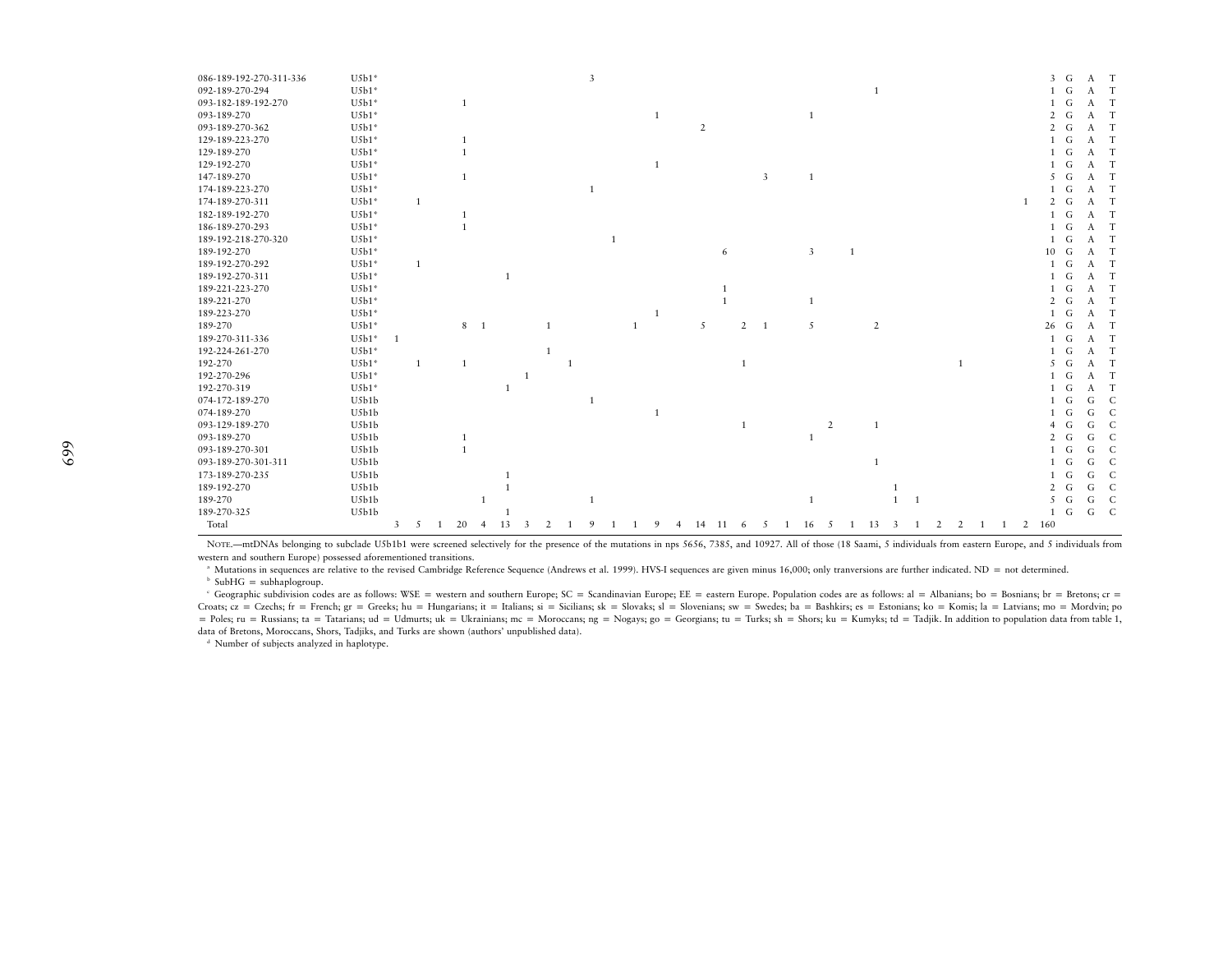| | | | | | | | | | | | | | | | | | | | | | | | | | | | | | | | | | | | |
|---|---|---|---|---|---|---|---|---|---|---|---|---|---|---|---|---|---|---|---|---|---|---|---|---|---|---|---|---|---|---|---|---|---|---|---|
| 086-189-192-270-311-336 | U5b1* | | | | | | | | | | 3 | | | | | | | | | | | | | | | | | | | | | 3 | G | A | T |
| 092-189-270-294 | U5b1* | | | | | | | | | | | | | | | | | | | | | | | 1 | | | | | | | | 1 | G | A | T |
| 093-182-189-192-270 | U5b1* | | | | 1 | | | | | | | | | | | | | | | | | | | | | | | | | | | 1 | G | A | T |
| 093-189-270 | U5b1* | | | | | | | | | | | | | 1 | | | | | | | 1 | | | | | | | | | | | 2 | G | A | T |
| 093-189-270-362 | U5b1* | | | | | | | | | | | | | | | 2 | | | | | | | | | | | | | | | | 2 | G | A | T |
| 129-189-223-270 | U5b1* | | | | 1 | | | | | | | | | | | | | | | | | | | | | | | | | | | 1 | G | A | T |
| 129-189-270 | U5b1* | | | | 1 | | | | | | | | | | | | | | | | | | | | | | | | | | | 1 | G | A | T |
| 129-192-270 | U5b1* | | | | | | | | | | | | | 1 | | | | | | | | | | | | | | | | | | 1 | G | A | T |
| 147-189-270 | U5b1* | | | | 1 | | | | | | | | | | | | | | 3 | | 1 | | | | | | | | | | | 5 | G | A | T |
| 174-189-223-270 | U5b1* | | | | | | | | | | 1 | | | | | | | | | | | | | | | | | | | | | 1 | G | A | T |
| 174-189-270-311 | U5b1* | | 1 | | | | | | | | | | | | | | | | | | | | | | | | | | | | 1 | 2 | G | A | T |
| 182-189-192-270 | U5b1* | | | | 1 | | | | | | | | | | | | | | | | | | | | | | | | | | | 1 | G | A | T |
| 186-189-270-293 | U5b1* | | | | 1 | | | | | | | | | | | | | | | | | | | | | | | | | | | 1 | G | A | T |
| 189-192-218-270-320 | U5b1* | | | | | | | | | | | 1 | | | | | | | | | | | | | | | | | | | | 1 | G | A | T |
| 189-192-270 | U5b1* | | | | | | | | | | | | | | | | 6 | | | | 3 | | 1 | | | | | | | | | 10 | G | A | T |
| 189-192-270-292 | U5b1* | | 1 | | | | | | | | | | | | | | | | | | | | | | | | | | | | | 1 | G | A | T |
| 189-192-270-311 | U5b1* | | | | | | 1 | | | | | | | | | | | | | | | | | | | | | | | | | 1 | G | A | T |
| 189-221-223-270 | U5b1* | | | | | | | | | | | | | | | | 1 | | | | | | | | | | | | | | | 1 | G | A | T |
| 189-221-270 | U5b1* | | | | | | | | | | | | | | | | 1 | | | | 1 | | | | | | | | | | | 2 | G | A | T |
| 189-223-270 | U5b1* | | | | | | | | | | | | | 1 | | | | | | | | | | | | | | | | | | 1 | G | A | T |
| 189-270 | U5b1* | | | | 8 | 1 | | | 1 | | | | 1 | | | 5 | | 2 | 1 | | 5 | | | 2 | | | | | | | | 26 | G | A | T |
| 189-270-311-336 | U5b1* | 1 | | | | | | | | | | | | | | | | | | | | | | | | | | | | | | 1 | G | A | T |
| 192-224-261-270 | U5b1* | | | | | | | | 1 | | | | | | | | | | | | | | | | | | | | | | | 1 | G | A | T |
| 192-270 | U5b1* | | 1 | | 1 | | | | | 1 | | | | | | | | 1 | | | | | | | | | | 1 | | | | 5 | G | A | T |
| 192-270-296 | U5b1* | | | | | | | 1 | | | | | | | | | | | | | | | | | | | | | | | | 1 | G | A | T |
| 192-270-319 | U5b1* | | | | | | 1 | | | | | | | | | | | | | | | | | | | | | | | | | 1 | G | A | T |
| 074-172-189-270 | U5b1b | | | | | | | | | | 1 | | | | | | | | | | | | | | | | | | | | | 1 | G | G | C |
| 074-189-270 | U5b1b | | | | | | | | | | | | | 1 | | | | | | | | | | | | | | | | | | 1 | G | G | C |
| 093-129-189-270 | U5b1b | | | | | | | | | | | | | | | | | 1 | | | | 2 | | 1 | | | | | | | | 4 | G | G | C |
| 093-189-270 | U5b1b | | | | 1 | | | | | | | | | | | | | | | | 1 | | | | | | | | | | | 2 | G | G | C |
| 093-189-270-301 | U5b1b | | | | 1 | | | | | | | | | | | | | | | | | | | | | | | | | | | 1 | G | G | C |
| 093-189-270-301-311 | U5b1b | | | | | | | | | | | | | | | | | | | | | | | 1 | | | | | | | | 1 | G | G | C |
| 173-189-270-235 | U5b1b | | | | | | 1 | | | | | | | | | | | | | | | | | | | | | | | | | 1 | G | G | C |
| 189-192-270 | U5b1b | | | | | | 1 | | | | | | | | | | | | | | | | | | 1 | | | | | | | 2 | G | G | C |
| 189-270 | U5b1b | | | | | 1 | | | | | 1 | | | | | | | | | | 1 | | | | 1 | 1 | | | | | | 5 | G | G | C |
| 189-270-325 | U5b1b | | | | | | 1 | | | | | | | | | | | | | | | | | | | | | | | | | 1 | G | G | C |
| Total | | 3 | 5 | 1 | 20 | 4 | 13 | 3 | 2 | 1 | 9 | 1 | 1 | 9 | 4 | 14 | 11 | 6 | 5 | 1 | 16 | 5 | 1 | 13 | 3 | 1 | 2 | 2 | 1 | 1 | 2 | 160 | | | |

NOTE.—mtDNAs belonging to subclade U5b1b1 were screened selectively for the presence of the mutations in nps 5656, 7385, and 10927. All of those (18 Saami, 5 individuals from eastern Europe, and 5 individuals from western and southern Europe) possessed aforementioned transitions.

[a] Mutations in sequences are relative to the revised Cambridge Reference Sequence (Andrews et al. 1999). HVS-I sequences are given minus 16,000; only tranversions are further indicated. ND = not determined.

[b] SubHG = subhaplogroup.

[c] Geographic subdivision codes are as follows: WSE = western and southern Europe; SC = Scandinavian Europe; EE = eastern Europe. Population codes are as follows: al = Albanians; bo = Bosnians; br = Bretons; cr = Croats; cz = Czechs; fr = French; gr = Greeks; hu = Hungarians; it = Italians; si = Sicilians; sk = Slovaks; sl = Slovenians; sw = Swedes; ba = Bashkirs; es = Estonians; ko = Komis; la = Latvians; mo = Mordvin; po = Poles; ru = Russians; ta = Tatarians; ud = Udmurts; uk = Ukrainians; mc = Moroccans; ng = Nogays; go = Georgians; tu = Turks; sh = Shors; ku = Kumyks; td = Tadjik. In addition to population data from table 1, data of Bretons, Moroccans, Shors, Tadjiks, and Turks are shown (authors' unpublished data).

[d] Number of subjects analyzed in haplotype.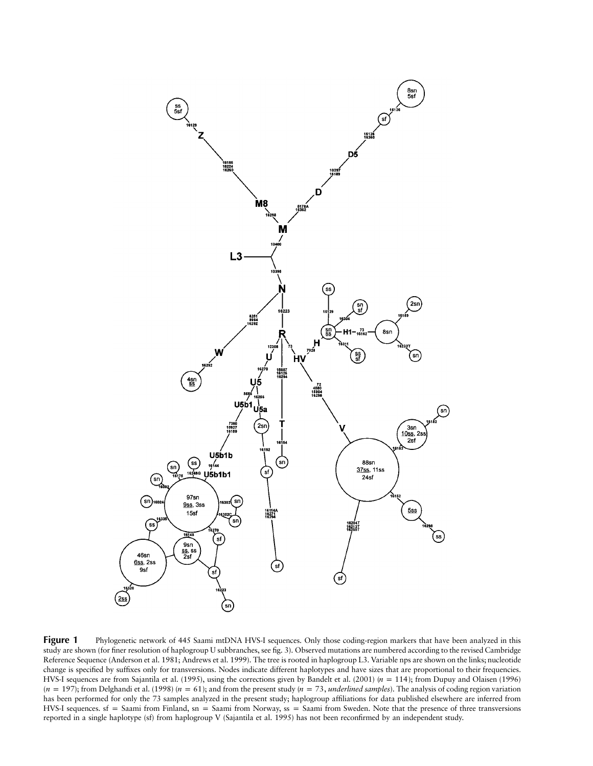**Figure 1** Phylogenetic network of 445 Saami mtDNA HVS-I sequences. Only those coding-region markers that have been analyzed in this study are shown (for finer resolution of haplogroup U subbranches, see fig. 3). Observed mutations are numbered according to the revised Cambridge Reference Sequence (Anderson et al. 1981; Andrews et al. 1999). The tree is rooted in haplogroup L3. Variable nps are shown on the links; nucleotide change is specified by suffixes only for transversions. Nodes indicate different haplotypes and have sizes that are proportional to their frequencies. HVS-I sequences are from Sajantila et al. (1995), using the corrections given by Bandelt et al. (2001) ($n = 114$); from Dupuy and Olaisen (1996) ($n = 197$); from Delghandi et al. (1998) ($n = 61$); and from the present study ($n = 73$, *underlined samples*). The analysis of coding region variation has been performed for only the 73 samples analyzed in the present study; haplogroup affiliations for data published elsewhere are inferred from HVS-I sequences. sf = Saami from Finland, sn = Saami from Norway, ss = Saami from Sweden. Note that the presence of three transversions reported in a single haplotype (sf) from haplogroup V (Sajantila et al. 1995) has not been reconfirmed by an independent study.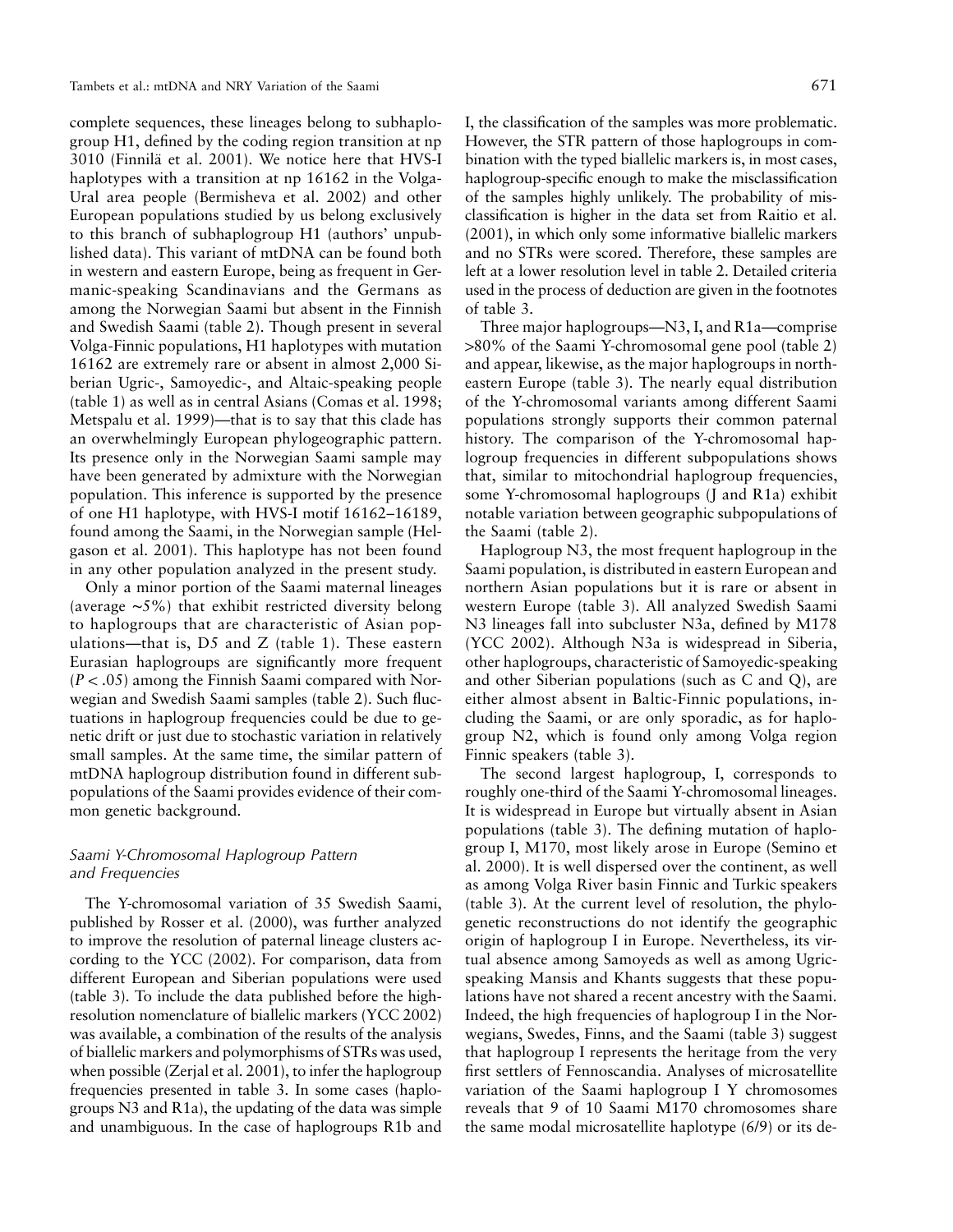complete sequences, these lineages belong to subhaplogroup H1, defined by the coding region transition at np 3010 (Finnilä et al. 2001). We notice here that HVS-I haplotypes with a transition at np 16162 in the Volga-Ural area people (Bermisheva et al. 2002) and other European populations studied by us belong exclusively to this branch of subhaplogroup H1 (authors' unpublished data). This variant of mtDNA can be found both in western and eastern Europe, being as frequent in Germanic-speaking Scandinavians and the Germans as among the Norwegian Saami but absent in the Finnish and Swedish Saami (table 2). Though present in several Volga-Finnic populations, H1 haplotypes with mutation 16162 are extremely rare or absent in almost 2,000 Siberian Ugric-, Samoyedic-, and Altaic-speaking people (table 1) as well as in central Asians (Comas et al. 1998; Metspalu et al. 1999)—that is to say that this clade has an overwhelmingly European phylogeographic pattern. Its presence only in the Norwegian Saami sample may have been generated by admixture with the Norwegian population. This inference is supported by the presence of one H1 haplotype, with HVS-I motif 16162–16189, found among the Saami, in the Norwegian sample (Helgason et al. 2001). This haplotype has not been found in any other population analyzed in the present study.

Only a minor portion of the Saami maternal lineages (average ∼5%) that exhibit restricted diversity belong to haplogroups that are characteristic of Asian populations—that is, D5 and Z (table 1). These eastern Eurasian haplogroups are significantly more frequent ($P < .05$) among the Finnish Saami compared with Norwegian and Swedish Saami samples (table 2). Such fluctuations in haplogroup frequencies could be due to genetic drift or just due to stochastic variation in relatively small samples. At the same time, the similar pattern of mtDNA haplogroup distribution found in different subpopulations of the Saami provides evidence of their common genetic background.

### *Saami Y-Chromosomal Haplogroup Pattern and Frequencies*

The Y-chromosomal variation of 35 Swedish Saami, published by Rosser et al. (2000), was further analyzed to improve the resolution of paternal lineage clusters according to the YCC (2002). For comparison, data from different European and Siberian populations were used (table 3). To include the data published before the high-resolution nomenclature of biallelic markers (YCC 2002) was available, a combination of the results of the analysis of biallelic markers and polymorphisms of STRs was used, when possible (Zerjal et al. 2001), to infer the haplogroup frequencies presented in table 3. In some cases (haplogroups N3 and R1a), the updating of the data was simple and unambiguous. In the case of haplogroups R1b and I, the classification of the samples was more problematic. However, the STR pattern of those haplogroups in combination with the typed biallelic markers is, in most cases, haplogroup-specific enough to make the misclassification of the samples highly unlikely. The probability of misclassification is higher in the data set from Raitio et al. (2001), in which only some informative biallelic markers and no STRs were scored. Therefore, these samples are left at a lower resolution level in table 2. Detailed criteria used in the process of deduction are given in the footnotes of table 3.

Three major haplogroups—N3, I, and R1a—comprise >80% of the Saami Y-chromosomal gene pool (table 2) and appear, likewise, as the major haplogroups in northeastern Europe (table 3). The nearly equal distribution of the Y-chromosomal variants among different Saami populations strongly supports their common paternal history. The comparison of the Y-chromosomal haplogroup frequencies in different subpopulations shows that, similar to mitochondrial haplogroup frequencies, some Y-chromosomal haplogroups (J and R1a) exhibit notable variation between geographic subpopulations of the Saami (table 2).

Haplogroup N3, the most frequent haplogroup in the Saami population, is distributed in eastern European and northern Asian populations but it is rare or absent in western Europe (table 3). All analyzed Swedish Saami N3 lineages fall into subcluster N3a, defined by M178 (YCC 2002). Although N3a is widespread in Siberia, other haplogroups, characteristic of Samoyedic-speaking and other Siberian populations (such as C and Q), are either almost absent in Baltic-Finnic populations, including the Saami, or are only sporadic, as for haplogroup N2, which is found only among Volga region Finnic speakers (table 3).

The second largest haplogroup, I, corresponds to roughly one-third of the Saami Y-chromosomal lineages. It is widespread in Europe but virtually absent in Asian populations (table 3). The defining mutation of haplogroup I, M170, most likely arose in Europe (Semino et al. 2000). It is well dispersed over the continent, as well as among Volga River basin Finnic and Turkic speakers (table 3). At the current level of resolution, the phylogenetic reconstructions do not identify the geographic origin of haplogroup I in Europe. Nevertheless, its virtual absence among Samoyeds as well as among Ugric-speaking Mansis and Khants suggests that these populations have not shared a recent ancestry with the Saami. Indeed, the high frequencies of haplogroup I in the Norwegians, Swedes, Finns, and the Saami (table 3) suggest that haplogroup I represents the heritage from the very first settlers of Fennoscandia. Analyses of microsatellite variation of the Saami haplogroup I Y chromosomes reveals that 9 of 10 Saami M170 chromosomes share the same modal microsatellite haplotype (6/9) or its de-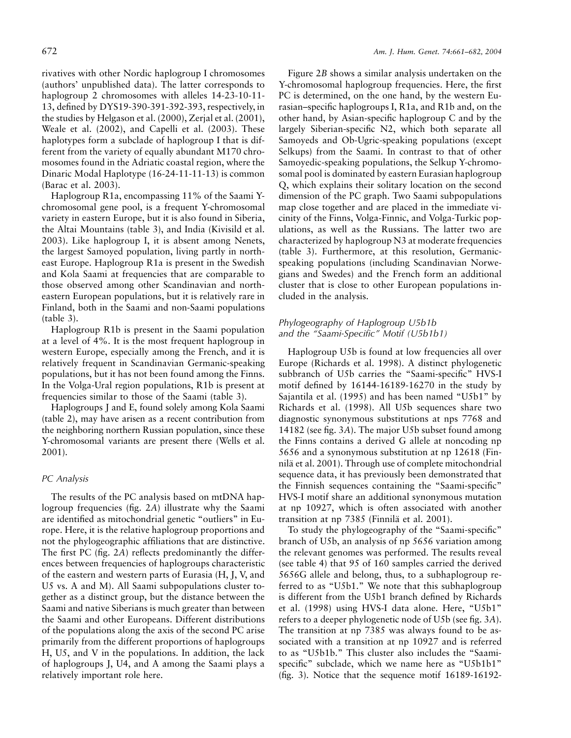rivatives with other Nordic haplogroup I chromosomes (authors' unpublished data). The latter corresponds to haplogroup 2 chromosomes with alleles 14-23-10-11-13, defined by DYS19-390-391-392-393, respectively, in the studies by Helgason et al. (2000), Zerjal et al. (2001), Weale et al. (2002), and Capelli et al. (2003). These haplotypes form a subclade of haplogroup I that is different from the variety of equally abundant M170 chromosomes found in the Adriatic coastal region, where the Dinaric Modal Haplotype (16-24-11-11-13) is common (Barac et al. 2003).

Haplogroup R1a, encompassing 11% of the Saami Y-chromosomal gene pool, is a frequent Y-chromosomal variety in eastern Europe, but it is also found in Siberia, the Altai Mountains (table 3), and India (Kivisild et al. 2003). Like haplogroup I, it is absent among Nenets, the largest Samoyed population, living partly in northeast Europe. Haplogroup R1a is present in the Swedish and Kola Saami at frequencies that are comparable to those observed among other Scandinavian and northeastern European populations, but it is relatively rare in Finland, both in the Saami and non-Saami populations (table 3).

Haplogroup R1b is present in the Saami population at a level of 4%. It is the most frequent haplogroup in western Europe, especially among the French, and it is relatively frequent in Scandinavian Germanic-speaking populations, but it has not been found among the Finns. In the Volga-Ural region populations, R1b is present at frequencies similar to those of the Saami (table 3).

Haplogroups J and E, found solely among Kola Saami (table 2), may have arisen as a recent contribution from the neighboring northern Russian population, since these Y-chromosomal variants are present there (Wells et al. 2001).

### *PC Analysis*

The results of the PC analysis based on mtDNA haplogroup frequencies (fig. 2*A*) illustrate why the Saami are identified as mitochondrial genetic "outliers" in Europe. Here, it is the relative haplogroup proportions and not the phylogeographic affiliations that are distinctive. The first PC (fig. 2*A*) reflects predominantly the differences between frequencies of haplogroups characteristic of the eastern and western parts of Eurasia (H, J, V, and U5 vs. A and M). All Saami subpopulations cluster together as a distinct group, but the distance between the Saami and native Siberians is much greater than between the Saami and other Europeans. Different distributions of the populations along the axis of the second PC arise primarily from the different proportions of haplogroups H, U5, and V in the populations. In addition, the lack of haplogroups J, U4, and A among the Saami plays a relatively important role here.

Figure 2*B* shows a similar analysis undertaken on the Y-chromosomal haplogroup frequencies. Here, the first PC is determined, on the one hand, by the western Eurasian–specific haplogroups I, R1a, and R1b and, on the other hand, by Asian-specific haplogroup C and by the largely Siberian-specific N2, which both separate all Samoyeds and Ob-Ugric-speaking populations (except Selkups) from the Saami. In contrast to that of other Samoyedic-speaking populations, the Selkup Y-chromosomal pool is dominated by eastern Eurasian haplogroup Q, which explains their solitary location on the second dimension of the PC graph. Two Saami subpopulations map close together and are placed in the immediate vicinity of the Finns, Volga-Finnic, and Volga-Turkic populations, as well as the Russians. The latter two are characterized by haplogroup N3 at moderate frequencies (table 3). Furthermore, at this resolution, Germanic-speaking populations (including Scandinavian Norwegians and Swedes) and the French form an additional cluster that is close to other European populations included in the analysis.

### *Phylogeography of Haplogroup U5b1b and the "Saami-Specific" Motif (U5b1b1)*

Haplogroup U5b is found at low frequencies all over Europe (Richards et al. 1998). A distinct phylogenetic subbranch of U5b carries the "Saami-specific" HVS-I motif defined by 16144-16189-16270 in the study by Sajantila et al. (1995) and has been named "U5b1" by Richards et al. (1998). All U5b sequences share two diagnostic synonymous substitutions at nps 7768 and 14182 (see fig. 3*A*). The major U5b subset found among the Finns contains a derived G allele at noncoding np 5656 and a synonymous substitution at np 12618 (Finnilä et al. 2001). Through use of complete mitochondrial sequence data, it has previously been demonstrated that the Finnish sequences containing the "Saami-specific" HVS-I motif share an additional synonymous mutation at np 10927, which is often associated with another transition at np 7385 (Finnilä et al. 2001).

To study the phylogeography of the "Saami-specific" branch of U5b, an analysis of np 5656 variation among the relevant genomes was performed. The results reveal (see table 4) that 95 of 160 samples carried the derived 5656G allele and belong, thus, to a subhaplogroup referred to as "U5b1." We note that this subhaplogroup is different from the U5b1 branch defined by Richards et al. (1998) using HVS-I data alone. Here, "U5b1" refers to a deeper phylogenetic node of U5b (see fig. 3*A*). The transition at np 7385 was always found to be associated with a transition at np 10927 and is referred to as "U5b1b." This cluster also includes the "Saami-specific" subclade, which we name here as "U5b1b1" (fig. 3). Notice that the sequence motif 16189-16192-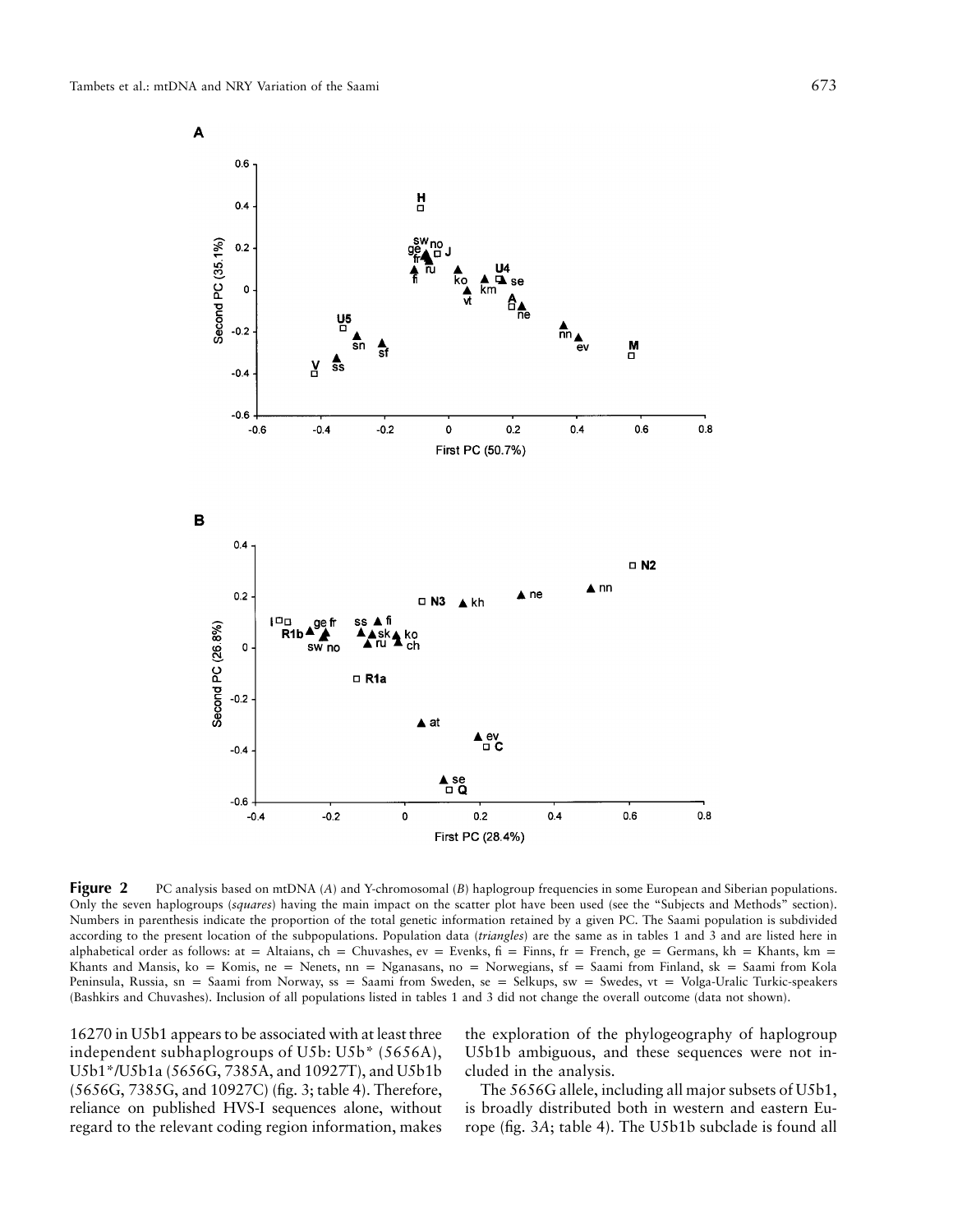**Figure 2** PC analysis based on mtDNA (*A*) and Y-chromosomal (*B*) haplogroup frequencies in some European and Siberian populations. Only the seven haplogroups (*squares*) having the main impact on the scatter plot have been used (see the "Subjects and Methods" section). Numbers in parenthesis indicate the proportion of the total genetic information retained by a given PC. The Saami population is subdivided according to the present location of the subpopulations. Population data (*triangles*) are the same as in tables 1 and 3 and are listed here in alphabetical order as follows: at = Altaians, ch = Chuvashes, ev = Evenks, fi = Finns, fr = French, ge = Germans, kh = Khants, km = Khants and Mansis, ko = Komis, ne = Nenets, nn = Nganasans, no = Norwegians, sf = Saami from Finland, sk = Saami from Kola Peninsula, Russia, sn = Saami from Norway, ss = Saami from Sweden, se = Selkups, sw = Swedes, vt = Volga-Uralic Turkic-speakers (Bashkirs and Chuvashes). Inclusion of all populations listed in tables 1 and 3 did not change the overall outcome (data not shown).

16270 in U5b1 appears to be associated with at least three independent subhaplogroups of U5b: U5b* (5656A), U5b1*/U5b1a (5656G, 7385A, and 10927T), and U5b1b (5656G, 7385G, and 10927C) (fig. 3; table 4). Therefore, reliance on published HVS-I sequences alone, without regard to the relevant coding region information, makes the exploration of the phylogeography of haplogroup U5b1b ambiguous, and these sequences were not included in the analysis.

The 5656G allele, including all major subsets of U5b1, is broadly distributed both in western and eastern Europe (fig. 3*A*; table 4). The U5b1b subclade is found all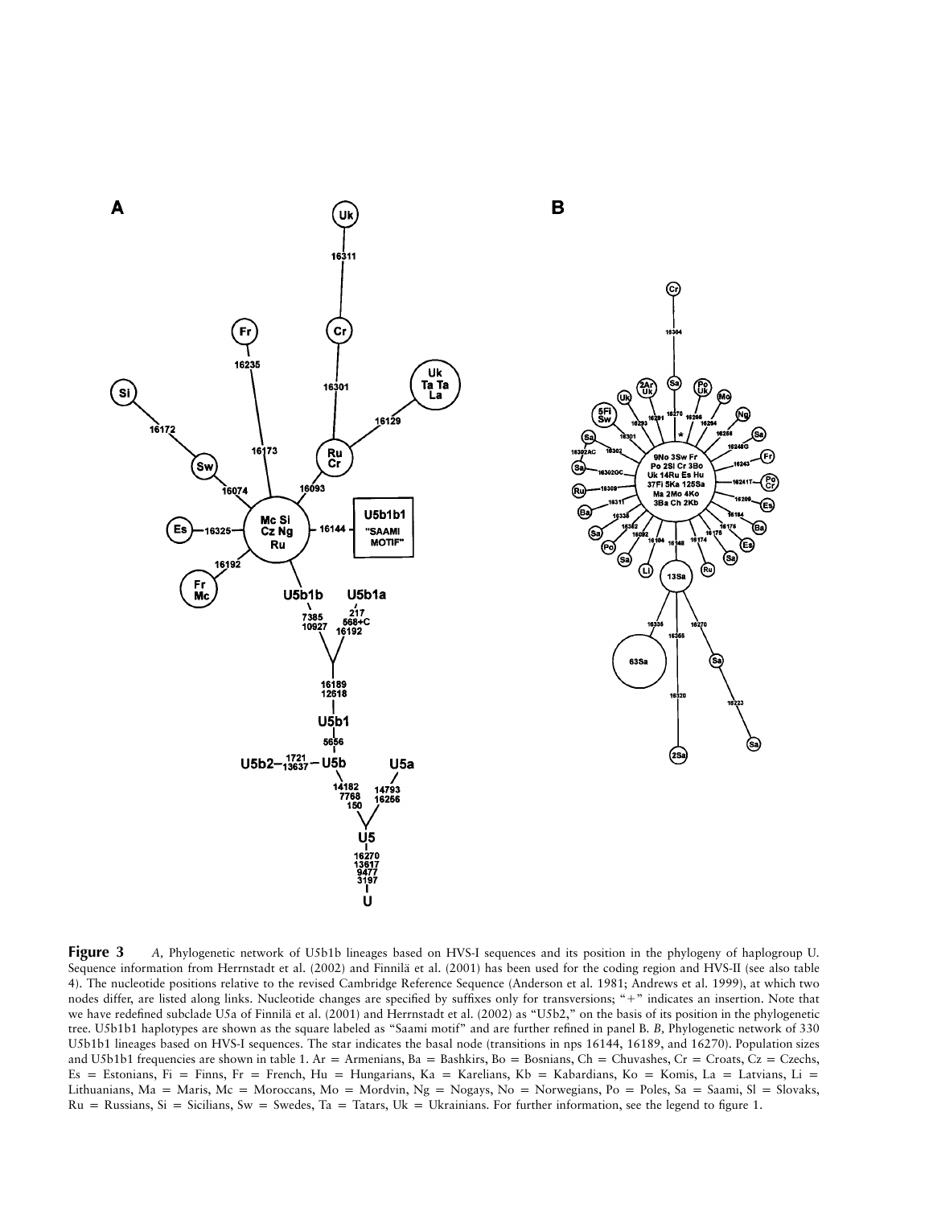**Figure 3** *A*, Phylogenetic network of U5b1b lineages based on HVS-I sequences and its position in the phylogeny of haplogroup U. Sequence information from Herrnstadt et al. (2002) and Finnilä et al. (2001) has been used for the coding region and HVS-II (see also table 4). The nucleotide positions relative to the revised Cambridge Reference Sequence (Anderson et al. 1981; Andrews et al. 1999), at which two nodes differ, are listed along links. Nucleotide changes are specified by suffixes only for transversions; "+" indicates an insertion. Note that we have redefined subclade U5a of Finnilä et al. (2001) and Herrnstadt et al. (2002) as "U5b2," on the basis of its position in the phylogenetic tree. U5b1b1 haplotypes are shown as the square labeled as "Saami motif" and are further refined in panel B. *B*, Phylogenetic network of 330 U5b1b1 lineages based on HVS-I sequences. The star indicates the basal node (transitions in nps 16144, 16189, and 16270). Population sizes and U5b1b1 frequencies are shown in table 1. Ar = Armenians, Ba = Bashkirs, Bo = Bosnians, Ch = Chuvashes, Cr = Croats, Cz = Czechs, Es = Estonians, Fi = Finns, Fr = French, Hu = Hungarians, Ka = Karelians, Kb = Kabardians, Ko = Komis, La = Latvians, Li = Lithuanians, Ma = Maris, Mc = Moroccans, Mo = Mordvin, Ng = Nogays, No = Norwegians, Po = Poles, Sa = Saami, Sl = Slovaks, Ru = Russians, Si = Sicilians, Sw = Swedes, Ta = Tatars, Uk = Ukrainians. For further information, see the legend to figure 1.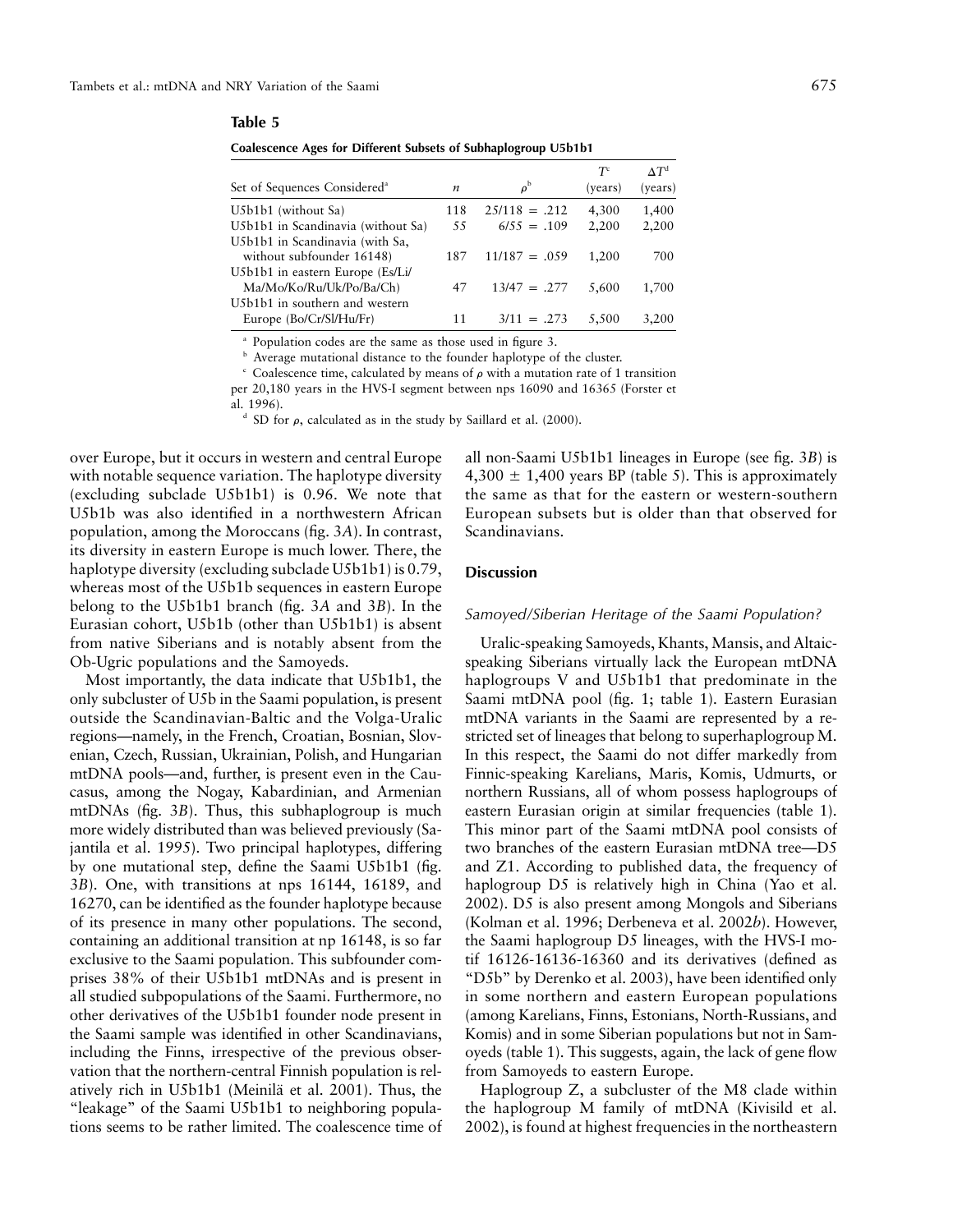**Table 5**

**Coalescence Ages for Different Subsets of Subhaplogroup U5b1b1**

| Set of Sequences Considered[a] | $n$ | $\rho$[b] | $T$[c] (years) | $\Delta T$[d] (years) |
|---|---|---|---|---|
| U5b1b1 (without Sa) | 118 | 25/118 = .212 | 4,300 | 1,400 |
| U5b1b1 in Scandinavia (without Sa) | 55 | 6/55 = .109 | 2,200 | 2,200 |
| U5b1b1 in Scandinavia (with Sa, without subfounder 16148) | 187 | 11/187 = .059 | 1,200 | 700 |
| U5b1b1 in eastern Europe (Es/Li/Ma/Mo/Ko/Ru/Uk/Po/Ba/Ch) | 47 | 13/47 = .277 | 5,600 | 1,700 |
| U5b1b1 in southern and western Europe (Bo/Cr/Sl/Hu/Fr) | 11 | 3/11 = .273 | 5,500 | 3,200 |

[a] Population codes are the same as those used in figure 3.

[b] Average mutational distance to the founder haplotype of the cluster.

[c] Coalescence time, calculated by means of $\rho$ with a mutation rate of 1 transition per 20,180 years in the HVS-I segment between nps 16090 and 16365 (Forster et al. 1996).

[d] SD for $\rho$, calculated as in the study by Saillard et al. (2000).

over Europe, but it occurs in western and central Europe with notable sequence variation. The haplotype diversity (excluding subclade U5b1b1) is 0.96. We note that U5b1b was also identified in a northwestern African population, among the Moroccans (fig. 3*A*). In contrast, its diversity in eastern Europe is much lower. There, the haplotype diversity (excluding subclade U5b1b1) is 0.79, whereas most of the U5b1b sequences in eastern Europe belong to the U5b1b1 branch (fig. 3*A* and 3*B*). In the Eurasian cohort, U5b1b (other than U5b1b1) is absent from native Siberians and is notably absent from the Ob-Ugric populations and the Samoyeds.

Most importantly, the data indicate that U5b1b1, the only subcluster of U5b in the Saami population, is present outside the Scandinavian-Baltic and the Volga-Uralic regions—namely, in the French, Croatian, Bosnian, Slovenian, Czech, Russian, Ukrainian, Polish, and Hungarian mtDNA pools—and, further, is present even in the Caucasus, among the Nogay, Kabardinian, and Armenian mtDNAs (fig. 3*B*). Thus, this subhaplogroup is much more widely distributed than was believed previously (Sajantila et al. 1995). Two principal haplotypes, differing by one mutational step, define the Saami U5b1b1 (fig. 3*B*). One, with transitions at nps 16144, 16189, and 16270, can be identified as the founder haplotype because of its presence in many other populations. The second, containing an additional transition at np 16148, is so far exclusive to the Saami population. This subfounder comprises 38% of their U5b1b1 mtDNAs and is present in all studied subpopulations of the Saami. Furthermore, no other derivatives of the U5b1b1 founder node present in the Saami sample was identified in other Scandinavians, including the Finns, irrespective of the previous observation that the northern-central Finnish population is relatively rich in U5b1b1 (Meinilä et al. 2001). Thus, the "leakage" of the Saami U5b1b1 to neighboring populations seems to be rather limited. The coalescence time of all non-Saami U5b1b1 lineages in Europe (see fig. 3*B*) is 4,300 ± 1,400 years BP (table 5). This is approximately the same as that for the eastern or western-southern European subsets but is older than that observed for Scandinavians.

## Discussion

### *Samoyed/Siberian Heritage of the Saami Population?*

Uralic-speaking Samoyeds, Khants, Mansis, and Altaic-speaking Siberians virtually lack the European mtDNA haplogroups V and U5b1b1 that predominate in the Saami mtDNA pool (fig. 1; table 1). Eastern Eurasian mtDNA variants in the Saami are represented by a restricted set of lineages that belong to superhaplogroup M. In this respect, the Saami do not differ markedly from Finnic-speaking Karelians, Maris, Komis, Udmurts, or northern Russians, all of whom possess haplogroups of eastern Eurasian origin at similar frequencies (table 1). This minor part of the Saami mtDNA pool consists of two branches of the eastern Eurasian mtDNA tree—D5 and Z1. According to published data, the frequency of haplogroup D5 is relatively high in China (Yao et al. 2002). D5 is also present among Mongols and Siberians (Kolman et al. 1996; Derbeneva et al. 2002*b*). However, the Saami haplogroup D5 lineages, with the HVS-I motif 16126-16136-16360 and its derivatives (defined as "D5b" by Derenko et al. 2003), have been identified only in some northern and eastern European populations (among Karelians, Finns, Estonians, North-Russians, and Komis) and in some Siberian populations but not in Samoyeds (table 1). This suggests, again, the lack of gene flow from Samoyeds to eastern Europe.

Haplogroup Z, a subcluster of the M8 clade within the haplogroup M family of mtDNA (Kivisild et al. 2002), is found at highest frequencies in the northeastern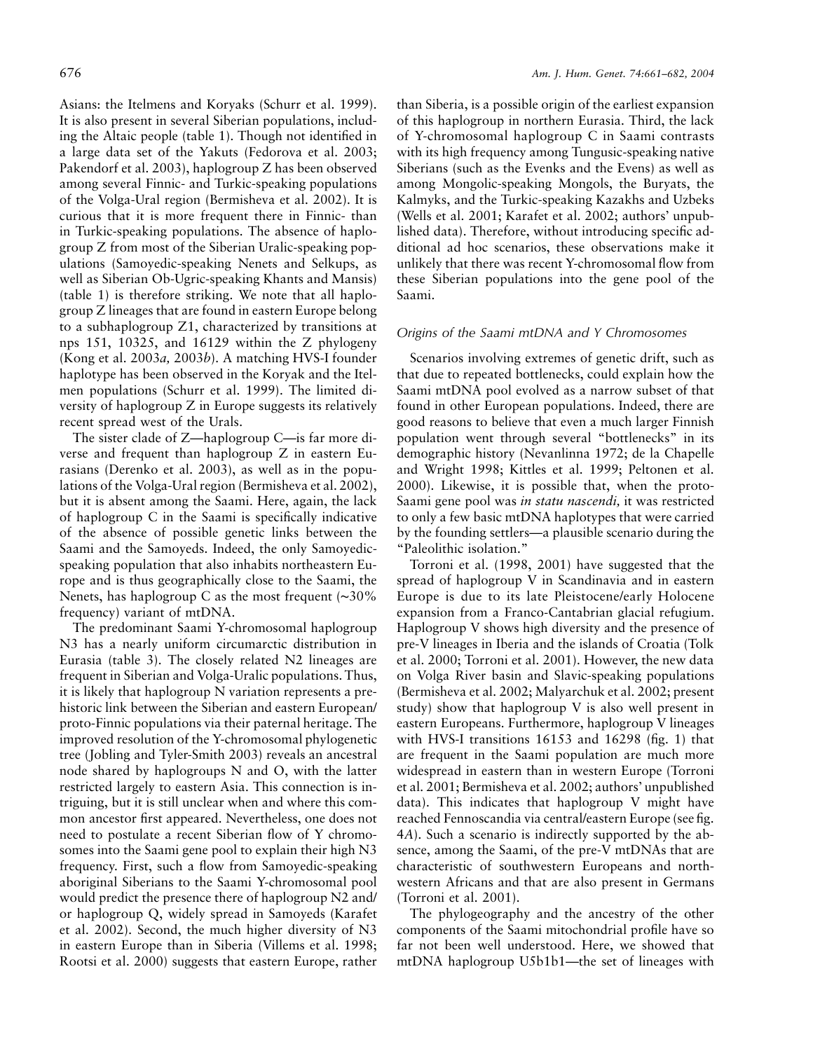Asians: the Itelmens and Koryaks (Schurr et al. 1999). It is also present in several Siberian populations, including the Altaic people (table 1). Though not identified in a large data set of the Yakuts (Fedorova et al. 2003; Pakendorf et al. 2003), haplogroup Z has been observed among several Finnic- and Turkic-speaking populations of the Volga-Ural region (Bermisheva et al. 2002). It is curious that it is more frequent there in Finnic- than in Turkic-speaking populations. The absence of haplogroup Z from most of the Siberian Uralic-speaking populations (Samoyedic-speaking Nenets and Selkups, as well as Siberian Ob-Ugric-speaking Khants and Mansis) (table 1) is therefore striking. We note that all haplogroup Z lineages that are found in eastern Europe belong to a subhaplogroup Z1, characterized by transitions at nps 151, 10325, and 16129 within the Z phylogeny (Kong et al. 2003*a,* 2003*b*). A matching HVS-I founder haplotype has been observed in the Koryak and the Itelmen populations (Schurr et al. 1999). The limited diversity of haplogroup Z in Europe suggests its relatively recent spread west of the Urals.

The sister clade of Z—haplogroup C—is far more diverse and frequent than haplogroup Z in eastern Eurasians (Derenko et al. 2003), as well as in the populations of the Volga-Ural region (Bermisheva et al. 2002), but it is absent among the Saami. Here, again, the lack of haplogroup C in the Saami is specifically indicative of the absence of possible genetic links between the Saami and the Samoyeds. Indeed, the only Samoyedic-speaking population that also inhabits northeastern Europe and is thus geographically close to the Saami, the Nenets, has haplogroup C as the most frequent (~30% frequency) variant of mtDNA.

The predominant Saami Y-chromosomal haplogroup N3 has a nearly uniform circumarctic distribution in Eurasia (table 3). The closely related N2 lineages are frequent in Siberian and Volga-Uralic populations. Thus, it is likely that haplogroup N variation represents a prehistoric link between the Siberian and eastern European/proto-Finnic populations via their paternal heritage. The improved resolution of the Y-chromosomal phylogenetic tree (Jobling and Tyler-Smith 2003) reveals an ancestral node shared by haplogroups N and O, with the latter restricted largely to eastern Asia. This connection is intriguing, but it is still unclear when and where this common ancestor first appeared. Nevertheless, one does not need to postulate a recent Siberian flow of Y chromosomes into the Saami gene pool to explain their high N3 frequency. First, such a flow from Samoyedic-speaking aboriginal Siberians to the Saami Y-chromosomal pool would predict the presence there of haplogroup N2 and/or haplogroup Q, widely spread in Samoyeds (Karafet et al. 2002). Second, the much higher diversity of N3 in eastern Europe than in Siberia (Villems et al. 1998; Rootsi et al. 2000) suggests that eastern Europe, rather than Siberia, is a possible origin of the earliest expansion of this haplogroup in northern Eurasia. Third, the lack of Y-chromosomal haplogroup C in Saami contrasts with its high frequency among Tungusic-speaking native Siberians (such as the Evenks and the Evens) as well as among Mongolic-speaking Mongols, the Buryats, the Kalmyks, and the Turkic-speaking Kazakhs and Uzbeks (Wells et al. 2001; Karafet et al. 2002; authors' unpublished data). Therefore, without introducing specific additional ad hoc scenarios, these observations make it unlikely that there was recent Y-chromosomal flow from these Siberian populations into the gene pool of the Saami.

### *Origins of the Saami mtDNA and Y Chromosomes*

Scenarios involving extremes of genetic drift, such as that due to repeated bottlenecks, could explain how the Saami mtDNA pool evolved as a narrow subset of that found in other European populations. Indeed, there are good reasons to believe that even a much larger Finnish population went through several "bottlenecks" in its demographic history (Nevanlinna 1972; de la Chapelle and Wright 1998; Kittles et al. 1999; Peltonen et al. 2000). Likewise, it is possible that, when the proto-Saami gene pool was *in statu nascendi,* it was restricted to only a few basic mtDNA haplotypes that were carried by the founding settlers—a plausible scenario during the "Paleolithic isolation."

Torroni et al. (1998, 2001) have suggested that the spread of haplogroup V in Scandinavia and in eastern Europe is due to its late Pleistocene/early Holocene expansion from a Franco-Cantabrian glacial refugium. Haplogroup V shows high diversity and the presence of pre-V lineages in Iberia and the islands of Croatia (Tolk et al. 2000; Torroni et al. 2001). However, the new data on Volga River basin and Slavic-speaking populations (Bermisheva et al. 2002; Malyarchuk et al. 2002; present study) show that haplogroup V is also well present in eastern Europeans. Furthermore, haplogroup V lineages with HVS-I transitions 16153 and 16298 (fig. 1) that are frequent in the Saami population are much more widespread in eastern than in western Europe (Torroni et al. 2001; Bermisheva et al. 2002; authors' unpublished data). This indicates that haplogroup V might have reached Fennoscandia via central/eastern Europe (see fig. 4*A*). Such a scenario is indirectly supported by the absence, among the Saami, of the pre-V mtDNAs that are characteristic of southwestern Europeans and northwestern Africans and that are also present in Germans (Torroni et al. 2001).

The phylogeography and the ancestry of the other components of the Saami mitochondrial profile have so far not been well understood. Here, we showed that mtDNA haplogroup U5b1b1—the set of lineages with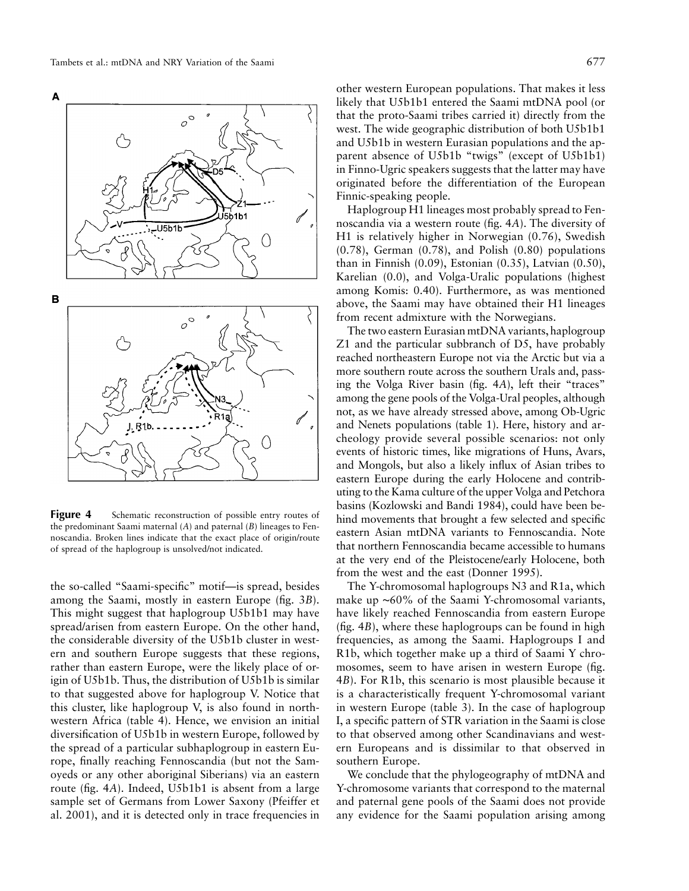**Figure 4** Schematic reconstruction of possible entry routes of the predominant Saami maternal (*A*) and paternal (*B*) lineages to Fennoscandia. Broken lines indicate that the exact place of origin/route of spread of the haplogroup is unsolved/not indicated.

the so-called "Saami-specific" motif—is spread, besides among the Saami, mostly in eastern Europe (fig. 3*B*). This might suggest that haplogroup U5b1b1 may have spread/arisen from eastern Europe. On the other hand, the considerable diversity of the U5b1b cluster in western and southern Europe suggests that these regions, rather than eastern Europe, were the likely place of origin of U5b1b. Thus, the distribution of U5b1b is similar to that suggested above for haplogroup V. Notice that this cluster, like haplogroup V, is also found in northwestern Africa (table 4). Hence, we envision an initial diversification of U5b1b in western Europe, followed by the spread of a particular subhaplogroup in eastern Europe, finally reaching Fennoscandia (but not the Samoyeds or any other aboriginal Siberians) via an eastern route (fig. 4*A*). Indeed, U5b1b1 is absent from a large sample set of Germans from Lower Saxony (Pfeiffer et al. 2001), and it is detected only in trace frequencies in other western European populations. That makes it less likely that U5b1b1 entered the Saami mtDNA pool (or that the proto-Saami tribes carried it) directly from the west. The wide geographic distribution of both U5b1b1 and U5b1b in western Eurasian populations and the apparent absence of U5b1b "twigs" (except of U5b1b1) in Finno-Ugric speakers suggests that the latter may have originated before the differentiation of the European Finnic-speaking people.

Haplogroup H1 lineages most probably spread to Fennoscandia via a western route (fig. 4*A*). The diversity of H1 is relatively higher in Norwegian (0.76), Swedish (0.78), German (0.78), and Polish (0.80) populations than in Finnish (0.09), Estonian (0.35), Latvian (0.50), Karelian (0.0), and Volga-Uralic populations (highest among Komis: 0.40). Furthermore, as was mentioned above, the Saami may have obtained their H1 lineages from recent admixture with the Norwegians.

The two eastern Eurasian mtDNA variants, haplogroup Z1 and the particular subbranch of D5, have probably reached northeastern Europe not via the Arctic but via a more southern route across the southern Urals and, passing the Volga River basin (fig. 4*A*), left their "traces" among the gene pools of the Volga-Ural peoples, although not, as we have already stressed above, among Ob-Ugric and Nenets populations (table 1). Here, history and archeology provide several possible scenarios: not only events of historic times, like migrations of Huns, Avars, and Mongols, but also a likely influx of Asian tribes to eastern Europe during the early Holocene and contributing to the Kama culture of the upper Volga and Petchora basins (Kozlowski and Bandi 1984), could have been behind movements that brought a few selected and specific eastern Asian mtDNA variants to Fennoscandia. Note that northern Fennoscandia became accessible to humans at the very end of the Pleistocene/early Holocene, both from the west and the east (Donner 1995).

The Y-chromosomal haplogroups N3 and R1a, which make up ~60% of the Saami Y-chromosomal variants, have likely reached Fennoscandia from eastern Europe (fig. 4*B*), where these haplogroups can be found in high frequencies, as among the Saami. Haplogroups I and R1b, which together make up a third of Saami Y chromosomes, seem to have arisen in western Europe (fig. 4*B*). For R1b, this scenario is most plausible because it is a characteristically frequent Y-chromosomal variant in western Europe (table 3). In the case of haplogroup I, a specific pattern of STR variation in the Saami is close to that observed among other Scandinavians and western Europeans and is dissimilar to that observed in southern Europe.

We conclude that the phylogeography of mtDNA and Y-chromosome variants that correspond to the maternal and paternal gene pools of the Saami does not provide any evidence for the Saami population arising among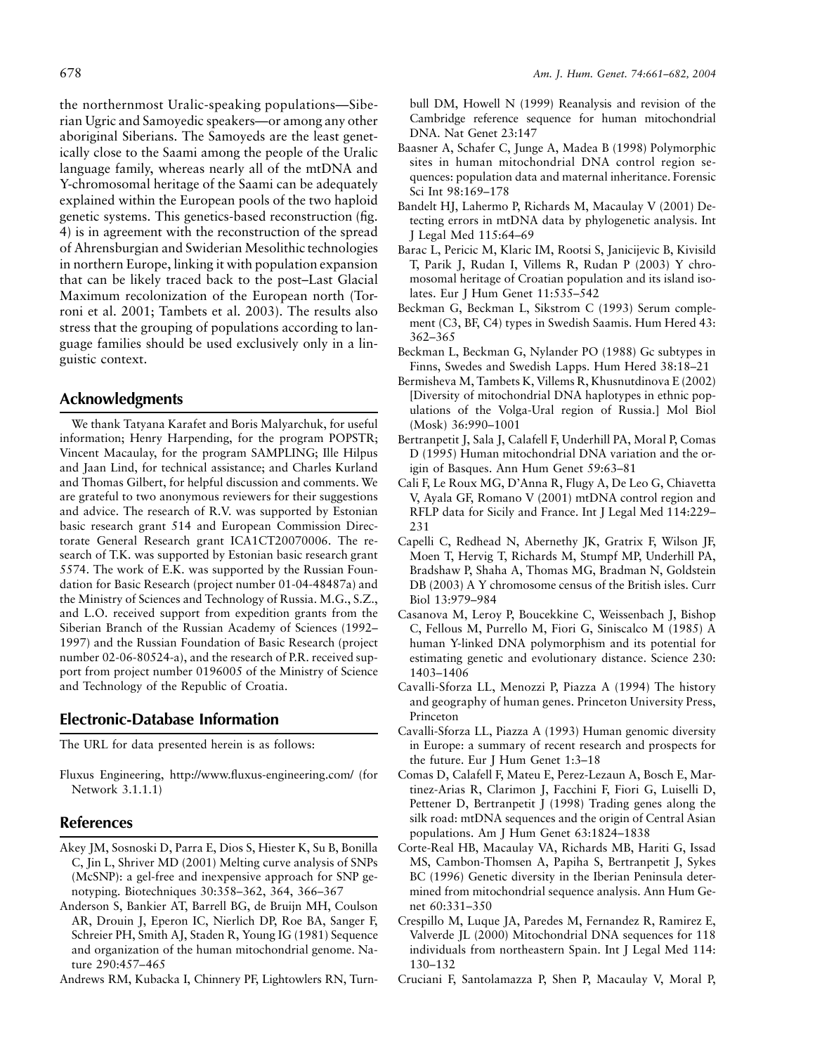the northernmost Uralic-speaking populations—Siberian Ugric and Samoyedic speakers—or among any other aboriginal Siberians. The Samoyeds are the least genetically close to the Saami among the people of the Uralic language family, whereas nearly all of the mtDNA and Y-chromosomal heritage of the Saami can be adequately explained within the European pools of the two haploid genetic systems. This genetics-based reconstruction (fig. 4) is in agreement with the reconstruction of the spread of Ahrensburgian and Swiderian Mesolithic technologies in northern Europe, linking it with population expansion that can be likely traced back to the post–Last Glacial Maximum recolonization of the European north (Torroni et al. 2001; Tambets et al. 2003). The results also stress that the grouping of populations according to language families should be used exclusively only in a linguistic context.

## Acknowledgments

We thank Tatyana Karafet and Boris Malyarchuk, for useful information; Henry Harpending, for the program POPSTR; Vincent Macaulay, for the program SAMPLING; Ille Hilpus and Jaan Lind, for technical assistance; and Charles Kurland and Thomas Gilbert, for helpful discussion and comments. We are grateful to two anonymous reviewers for their suggestions and advice. The research of R.V. was supported by Estonian basic research grant 514 and European Commission Directorate General Research grant ICA1CT20070006. The research of T.K. was supported by Estonian basic research grant 5574. The work of E.K. was supported by the Russian Foundation for Basic Research (project number 01-04-48487a) and the Ministry of Sciences and Technology of Russia. M.G., S.Z., and L.O. received support from expedition grants from the Siberian Branch of the Russian Academy of Sciences (1992–1997) and the Russian Foundation of Basic Research (project number 02-06-80524-a), and the research of P.R. received support from project number 0196005 of the Ministry of Science and Technology of the Republic of Croatia.

## Electronic-Database Information

The URL for data presented herein is as follows:

Fluxus Engineering, http://www.fluxus-engineering.com/ (for Network 3.1.1.1)

## References

Akey JM, Sosnoski D, Parra E, Dios S, Hiester K, Su B, Bonilla C, Jin L, Shriver MD (2001) Melting curve analysis of SNPs (McSNP): a gel-free and inexpensive approach for SNP genotyping. Biotechniques 30:358–362, 364, 366–367

Anderson S, Bankier AT, Barrell BG, de Bruijn MH, Coulson AR, Drouin J, Eperon IC, Nierlich DP, Roe BA, Sanger F, Schreier PH, Smith AJ, Staden R, Young IG (1981) Sequence and organization of the human mitochondrial genome. Nature 290:457–465

Andrews RM, Kubacka I, Chinnery PF, Lightowlers RN, Turnbull DM, Howell N (1999) Reanalysis and revision of the Cambridge reference sequence for human mitochondrial DNA. Nat Genet 23:147

Baasner A, Schafer C, Junge A, Madea B (1998) Polymorphic sites in human mitochondrial DNA control region sequences: population data and maternal inheritance. Forensic Sci Int 98:169–178

Bandelt HJ, Lahermo P, Richards M, Macaulay V (2001) Detecting errors in mtDNA data by phylogenetic analysis. Int J Legal Med 115:64–69

Barac L, Pericic M, Klaric IM, Rootsi S, Janicijevic B, Kivisild T, Parik J, Rudan I, Villems R, Rudan P (2003) Y chromosomal heritage of Croatian population and its island isolates. Eur J Hum Genet 11:535–542

Beckman G, Beckman L, Sikstrom C (1993) Serum complement (C3, BF, C4) types in Swedish Saamis. Hum Hered 43: 362–365

Beckman L, Beckman G, Nylander PO (1988) Gc subtypes in Finns, Swedes and Swedish Lapps. Hum Hered 38:18–21

Bermisheva M, Tambets K, Villems R, Khusnutdinova E (2002) [Diversity of mitochondrial DNA haplotypes in ethnic populations of the Volga-Ural region of Russia.] Mol Biol (Mosk) 36:990–1001

Bertranpetit J, Sala J, Calafell F, Underhill PA, Moral P, Comas D (1995) Human mitochondrial DNA variation and the origin of Basques. Ann Hum Genet 59:63–81

Cali F, Le Roux MG, D'Anna R, Flugy A, De Leo G, Chiavetta V, Ayala GF, Romano V (2001) mtDNA control region and RFLP data for Sicily and France. Int J Legal Med 114:229–231

Capelli C, Redhead N, Abernethy JK, Gratrix F, Wilson JF, Moen T, Hervig T, Richards M, Stumpf MP, Underhill PA, Bradshaw P, Shaha A, Thomas MG, Bradman N, Goldstein DB (2003) A Y chromosome census of the British isles. Curr Biol 13:979–984

Casanova M, Leroy P, Boucekkine C, Weissenbach J, Bishop C, Fellous M, Purrello M, Fiori G, Siniscalco M (1985) A human Y-linked DNA polymorphism and its potential for estimating genetic and evolutionary distance. Science 230: 1403–1406

Cavalli-Sforza LL, Menozzi P, Piazza A (1994) The history and geography of human genes. Princeton University Press, Princeton

Cavalli-Sforza LL, Piazza A (1993) Human genomic diversity in Europe: a summary of recent research and prospects for the future. Eur J Hum Genet 1:3–18

Comas D, Calafell F, Mateu E, Perez-Lezaun A, Bosch E, Martinez-Arias R, Clarimon J, Facchini F, Fiori G, Luiselli D, Pettener D, Bertranpetit J (1998) Trading genes along the silk road: mtDNA sequences and the origin of Central Asian populations. Am J Hum Genet 63:1824–1838

Corte-Real HB, Macaulay VA, Richards MB, Hariti G, Issad MS, Cambon-Thomsen A, Papiha S, Bertranpetit J, Sykes BC (1996) Genetic diversity in the Iberian Peninsula determined from mitochondrial sequence analysis. Ann Hum Genet 60:331–350

Crespillo M, Luque JA, Paredes M, Fernandez R, Ramirez E, Valverde JL (2000) Mitochondrial DNA sequences for 118 individuals from northeastern Spain. Int J Legal Med 114: 130–132

Cruciani F, Santolamazza P, Shen P, Macaulay V, Moral P,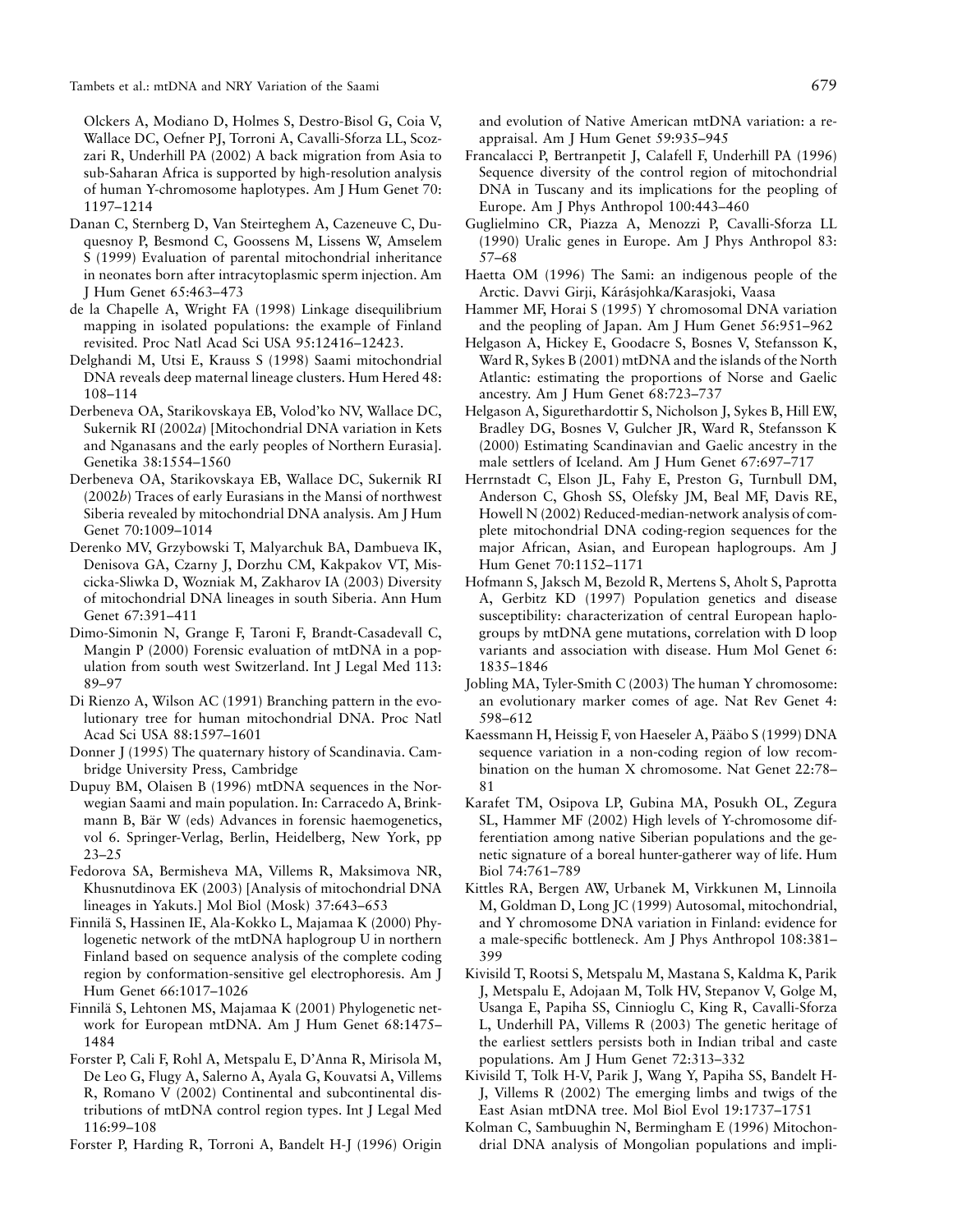Olckers A, Modiano D, Holmes S, Destro-Bisol G, Coia V, Wallace DC, Oefner PJ, Torroni A, Cavalli-Sforza LL, Scozzari R, Underhill PA (2002) A back migration from Asia to sub-Saharan Africa is supported by high-resolution analysis of human Y-chromosome haplotypes. Am J Hum Genet 70: 1197–1214

Danan C, Sternberg D, Van Steirteghem A, Cazeneuve C, Duquesnoy P, Besmond C, Goossens M, Lissens W, Amselem S (1999) Evaluation of parental mitochondrial inheritance in neonates born after intracytoplasmic sperm injection. Am J Hum Genet 65:463–473

de la Chapelle A, Wright FA (1998) Linkage disequilibrium mapping in isolated populations: the example of Finland revisited. Proc Natl Acad Sci USA 95:12416–12423.

Delghandi M, Utsi E, Krauss S (1998) Saami mitochondrial DNA reveals deep maternal lineage clusters. Hum Hered 48: 108–114

Derbeneva OA, Starikovskaya EB, Volod'ko NV, Wallace DC, Sukernik RI (2002*a*) [Mitochondrial DNA variation in Kets and Nganasans and the early peoples of Northern Eurasia]. Genetika 38:1554–1560

Derbeneva OA, Starikovskaya EB, Wallace DC, Sukernik RI (2002*b*) Traces of early Eurasians in the Mansi of northwest Siberia revealed by mitochondrial DNA analysis. Am J Hum Genet 70:1009–1014

Derenko MV, Grzybowski T, Malyarchuk BA, Dambueva IK, Denisova GA, Czarny J, Dorzhu CM, Kakpakov VT, Miscicka-Sliwka D, Wozniak M, Zakharov IA (2003) Diversity of mitochondrial DNA lineages in south Siberia. Ann Hum Genet 67:391–411

Dimo-Simonin N, Grange F, Taroni F, Brandt-Casadevall C, Mangin P (2000) Forensic evaluation of mtDNA in a population from south west Switzerland. Int J Legal Med 113: 89–97

Di Rienzo A, Wilson AC (1991) Branching pattern in the evolutionary tree for human mitochondrial DNA. Proc Natl Acad Sci USA 88:1597–1601

Donner J (1995) The quaternary history of Scandinavia. Cambridge University Press, Cambridge

Dupuy BM, Olaisen B (1996) mtDNA sequences in the Norwegian Saami and main population. In: Carracedo A, Brinkmann B, Bär W (eds) Advances in forensic haemogenetics, vol 6. Springer-Verlag, Berlin, Heidelberg, New York, pp 23–25

Fedorova SA, Bermisheva MA, Villems R, Maksimova NR, Khusnutdinova EK (2003) [Analysis of mitochondrial DNA lineages in Yakuts.] Mol Biol (Mosk) 37:643–653

Finnilä S, Hassinen IE, Ala-Kokko L, Majamaa K (2000) Phylogenetic network of the mtDNA haplogroup U in northern Finland based on sequence analysis of the complete coding region by conformation-sensitive gel electrophoresis. Am J Hum Genet 66:1017–1026

Finnilä S, Lehtonen MS, Majamaa K (2001) Phylogenetic network for European mtDNA. Am J Hum Genet 68:1475–1484

Forster P, Cali F, Rohl A, Metspalu E, D'Anna R, Mirisola M, De Leo G, Flugy A, Salerno A, Ayala G, Kouvatsi A, Villems R, Romano V (2002) Continental and subcontinental distributions of mtDNA control region types. Int J Legal Med 116:99–108

Forster P, Harding R, Torroni A, Bandelt H-J (1996) Origin and evolution of Native American mtDNA variation: a reappraisal. Am J Hum Genet 59:935–945

Francalacci P, Bertranpetit J, Calafell F, Underhill PA (1996) Sequence diversity of the control region of mitochondrial DNA in Tuscany and its implications for the peopling of Europe. Am J Phys Anthropol 100:443–460

Guglielmino CR, Piazza A, Menozzi P, Cavalli-Sforza LL (1990) Uralic genes in Europe. Am J Phys Anthropol 83: 57–68

Haetta OM (1996) The Sami: an indigenous people of the Arctic. Davvi Girji, Kárásjohka/Karasjoki, Vaasa

Hammer MF, Horai S (1995) Y chromosomal DNA variation and the peopling of Japan. Am J Hum Genet 56:951–962

Helgason A, Hickey E, Goodacre S, Bosnes V, Stefansson K, Ward R, Sykes B (2001) mtDNA and the islands of the North Atlantic: estimating the proportions of Norse and Gaelic ancestry. Am J Hum Genet 68:723–737

Helgason A, Sigurethardottir S, Nicholson J, Sykes B, Hill EW, Bradley DG, Bosnes V, Gulcher JR, Ward R, Stefansson K (2000) Estimating Scandinavian and Gaelic ancestry in the male settlers of Iceland. Am J Hum Genet 67:697–717

Herrnstadt C, Elson JL, Fahy E, Preston G, Turnbull DM, Anderson C, Ghosh SS, Olefsky JM, Beal MF, Davis RE, Howell N (2002) Reduced-median-network analysis of complete mitochondrial DNA coding-region sequences for the major African, Asian, and European haplogroups. Am J Hum Genet 70:1152–1171

Hofmann S, Jaksch M, Bezold R, Mertens S, Aholt S, Paprotta A, Gerbitz KD (1997) Population genetics and disease susceptibility: characterization of central European haplogroups by mtDNA gene mutations, correlation with D loop variants and association with disease. Hum Mol Genet 6: 1835–1846

Jobling MA, Tyler-Smith C (2003) The human Y chromosome: an evolutionary marker comes of age. Nat Rev Genet 4: 598–612

Kaessmann H, Heissig F, von Haeseler A, Pääbo S (1999) DNA sequence variation in a non-coding region of low recombination on the human X chromosome. Nat Genet 22:78–81

Karafet TM, Osipova LP, Gubina MA, Posukh OL, Zegura SL, Hammer MF (2002) High levels of Y-chromosome differentiation among native Siberian populations and the genetic signature of a boreal hunter-gatherer way of life. Hum Biol 74:761–789

Kittles RA, Bergen AW, Urbanek M, Virkkunen M, Linnoila M, Goldman D, Long JC (1999) Autosomal, mitochondrial, and Y chromosome DNA variation in Finland: evidence for a male-specific bottleneck. Am J Phys Anthropol 108:381–399

Kivisild T, Rootsi S, Metspalu M, Mastana S, Kaldma K, Parik J, Metspalu E, Adojaan M, Tolk HV, Stepanov V, Golge M, Usanga E, Papiha SS, Cinnioglu C, King R, Cavalli-Sforza L, Underhill PA, Villems R (2003) The genetic heritage of the earliest settlers persists both in Indian tribal and caste populations. Am J Hum Genet 72:313–332

Kivisild T, Tolk H-V, Parik J, Wang Y, Papiha SS, Bandelt H-J, Villems R (2002) The emerging limbs and twigs of the East Asian mtDNA tree. Mol Biol Evol 19:1737–1751

Kolman C, Sambuughin N, Bermingham E (1996) Mitochondrial DNA analysis of Mongolian populations and impli-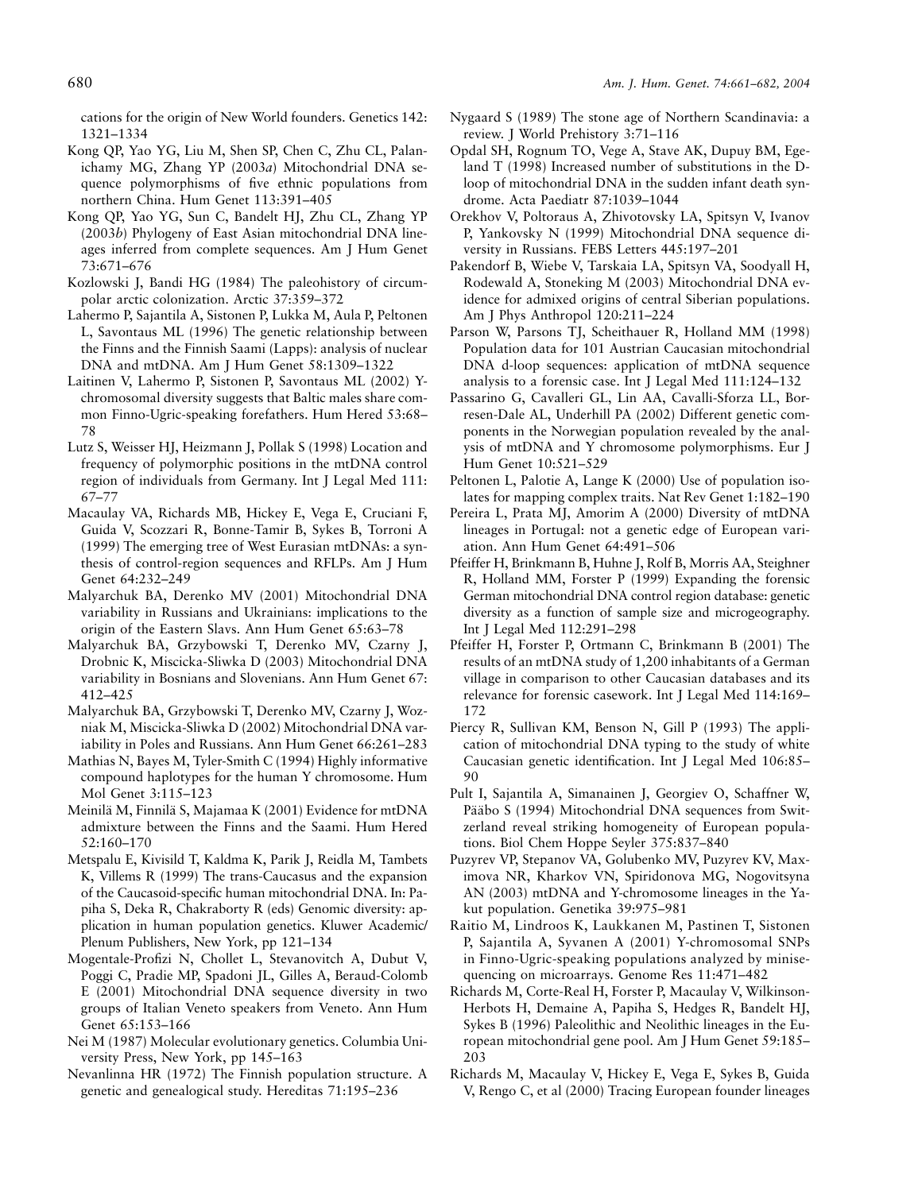cations for the origin of New World founders. Genetics 142: 1321–1334

Kong QP, Yao YG, Liu M, Shen SP, Chen C, Zhu CL, Palanichamy MG, Zhang YP (2003*a*) Mitochondrial DNA sequence polymorphisms of five ethnic populations from northern China. Hum Genet 113:391–405

Kong QP, Yao YG, Sun C, Bandelt HJ, Zhu CL, Zhang YP (2003*b*) Phylogeny of East Asian mitochondrial DNA lineages inferred from complete sequences. Am J Hum Genet 73:671–676

Kozlowski J, Bandi HG (1984) The paleohistory of circumpolar arctic colonization. Arctic 37:359–372

Lahermo P, Sajantila A, Sistonen P, Lukka M, Aula P, Peltonen L, Savontaus ML (1996) The genetic relationship between the Finns and the Finnish Saami (Lapps): analysis of nuclear DNA and mtDNA. Am J Hum Genet 58:1309–1322

Laitinen V, Lahermo P, Sistonen P, Savontaus ML (2002) Y-chromosomal diversity suggests that Baltic males share common Finno-Ugric-speaking forefathers. Hum Hered 53:68–78

Lutz S, Weisser HJ, Heizmann J, Pollak S (1998) Location and frequency of polymorphic positions in the mtDNA control region of individuals from Germany. Int J Legal Med 111: 67–77

Macaulay VA, Richards MB, Hickey E, Vega E, Cruciani F, Guida V, Scozzari R, Bonne-Tamir B, Sykes B, Torroni A (1999) The emerging tree of West Eurasian mtDNAs: a synthesis of control-region sequences and RFLPs. Am J Hum Genet 64:232–249

Malyarchuk BA, Derenko MV (2001) Mitochondrial DNA variability in Russians and Ukrainians: implications to the origin of the Eastern Slavs. Ann Hum Genet 65:63–78

Malyarchuk BA, Grzybowski T, Derenko MV, Czarny J, Drobnic K, Miscicka-Sliwka D (2003) Mitochondrial DNA variability in Bosnians and Slovenians. Ann Hum Genet 67: 412–425

Malyarchuk BA, Grzybowski T, Derenko MV, Czarny J, Wozniak M, Miscicka-Sliwka D (2002) Mitochondrial DNA variability in Poles and Russians. Ann Hum Genet 66:261–283

Mathias N, Bayes M, Tyler-Smith C (1994) Highly informative compound haplotypes for the human Y chromosome. Hum Mol Genet 3:115–123

Meinilä M, Finnilä S, Majamaa K (2001) Evidence for mtDNA admixture between the Finns and the Saami. Hum Hered 52:160–170

Metspalu E, Kivisild T, Kaldma K, Parik J, Reidla M, Tambets K, Villems R (1999) The trans-Caucasus and the expansion of the Caucasoid-specific human mitochondrial DNA. In: Papiha S, Deka R, Chakraborty R (eds) Genomic diversity: application in human population genetics. Kluwer Academic/ Plenum Publishers, New York, pp 121–134

Mogentale-Profizi N, Chollet L, Stevanovitch A, Dubut V, Poggi C, Pradie MP, Spadoni JL, Gilles A, Beraud-Colomb E (2001) Mitochondrial DNA sequence diversity in two groups of Italian Veneto speakers from Veneto. Ann Hum Genet 65:153–166

Nei M (1987) Molecular evolutionary genetics. Columbia University Press, New York, pp 145–163

Nevanlinna HR (1972) The Finnish population structure. A genetic and genealogical study. Hereditas 71:195–236

Nygaard S (1989) The stone age of Northern Scandinavia: a review. J World Prehistory 3:71–116

Opdal SH, Rognum TO, Vege A, Stave AK, Dupuy BM, Egeland T (1998) Increased number of substitutions in the D-loop of mitochondrial DNA in the sudden infant death syndrome. Acta Paediatr 87:1039–1044

Orekhov V, Poltoraus A, Zhivotovsky LA, Spitsyn V, Ivanov P, Yankovsky N (1999) Mitochondrial DNA sequence diversity in Russians. FEBS Letters 445:197–201

Pakendorf B, Wiebe V, Tarskaia LA, Spitsyn VA, Soodyall H, Rodewald A, Stoneking M (2003) Mitochondrial DNA evidence for admixed origins of central Siberian populations. Am J Phys Anthropol 120:211–224

Parson W, Parsons TJ, Scheithauer R, Holland MM (1998) Population data for 101 Austrian Caucasian mitochondrial DNA d-loop sequences: application of mtDNA sequence analysis to a forensic case. Int J Legal Med 111:124–132

Passarino G, Cavalleri GL, Lin AA, Cavalli-Sforza LL, Borresen-Dale AL, Underhill PA (2002) Different genetic components in the Norwegian population revealed by the analysis of mtDNA and Y chromosome polymorphisms. Eur J Hum Genet 10:521–529

Peltonen L, Palotie A, Lange K (2000) Use of population isolates for mapping complex traits. Nat Rev Genet 1:182–190

Pereira L, Prata MJ, Amorim A (2000) Diversity of mtDNA lineages in Portugal: not a genetic edge of European variation. Ann Hum Genet 64:491–506

Pfeiffer H, Brinkmann B, Huhne J, Rolf B, Morris AA, Steighner R, Holland MM, Forster P (1999) Expanding the forensic German mitochondrial DNA control region database: genetic diversity as a function of sample size and microgeography. Int J Legal Med 112:291–298

Pfeiffer H, Forster P, Ortmann C, Brinkmann B (2001) The results of an mtDNA study of 1,200 inhabitants of a German village in comparison to other Caucasian databases and its relevance for forensic casework. Int J Legal Med 114:169–172

Piercy R, Sullivan KM, Benson N, Gill P (1993) The application of mitochondrial DNA typing to the study of white Caucasian genetic identification. Int J Legal Med 106:85–90

Pult I, Sajantila A, Simanainen J, Georgiev O, Schaffner W, Pääbo S (1994) Mitochondrial DNA sequences from Switzerland reveal striking homogeneity of European populations. Biol Chem Hoppe Seyler 375:837–840

Puzyrev VP, Stepanov VA, Golubenko MV, Puzyrev KV, Maximova NR, Kharkov VN, Spiridonova MG, Nogovitsyna AN (2003) mtDNA and Y-chromosome lineages in the Yakut population. Genetika 39:975–981

Raitio M, Lindroos K, Laukkanen M, Pastinen T, Sistonen P, Sajantila A, Syvanen A (2001) Y-chromosomal SNPs in Finno-Ugric-speaking populations analyzed by minisequencing on microarrays. Genome Res 11:471–482

Richards M, Corte-Real H, Forster P, Macaulay V, Wilkinson-Herbots H, Demaine A, Papiha S, Hedges R, Bandelt HJ, Sykes B (1996) Paleolithic and Neolithic lineages in the European mitochondrial gene pool. Am J Hum Genet 59:185–203

Richards M, Macaulay V, Hickey E, Vega E, Sykes B, Guida V, Rengo C, et al (2000) Tracing European founder lineages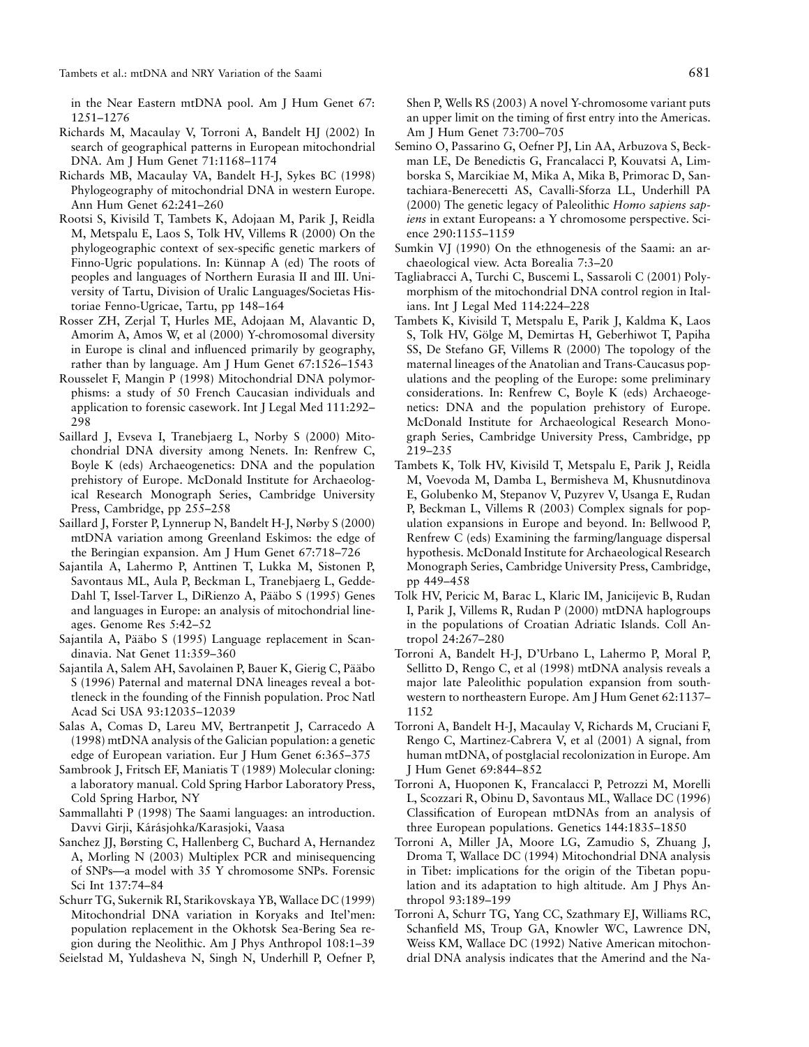in the Near Eastern mtDNA pool. Am J Hum Genet 67: 1251–1276

Richards M, Macaulay V, Torroni A, Bandelt HJ (2002) In search of geographical patterns in European mitochondrial DNA. Am J Hum Genet 71:1168–1174

Richards MB, Macaulay VA, Bandelt H-J, Sykes BC (1998) Phylogeography of mitochondrial DNA in western Europe. Ann Hum Genet 62:241–260

Rootsi S, Kivisild T, Tambets K, Adojaan M, Parik J, Reidla M, Metspalu E, Laos S, Tolk HV, Villems R (2000) On the phylogeographic context of sex-specific genetic markers of Finno-Ugric populations. In: Künnap A (ed) The roots of peoples and languages of Northern Eurasia II and III. University of Tartu, Division of Uralic Languages/Societas Historiae Fenno-Ugricae, Tartu, pp 148–164

Rosser ZH, Zerjal T, Hurles ME, Adojaan M, Alavantic D, Amorim A, Amos W, et al (2000) Y-chromosomal diversity in Europe is clinal and influenced primarily by geography, rather than by language. Am J Hum Genet 67:1526–1543

Rousselet F, Mangin P (1998) Mitochondrial DNA polymorphisms: a study of 50 French Caucasian individuals and application to forensic casework. Int J Legal Med 111:292–298

Saillard J, Evseva I, Tranebjaerg L, Norby S (2000) Mitochondrial DNA diversity among Nenets. In: Renfrew C, Boyle K (eds) Archaeogenetics: DNA and the population prehistory of Europe. McDonald Institute for Archaeological Research Monograph Series, Cambridge University Press, Cambridge, pp 255–258

Saillard J, Forster P, Lynnerup N, Bandelt H-J, Nørby S (2000) mtDNA variation among Greenland Eskimos: the edge of the Beringian expansion. Am J Hum Genet 67:718–726

Sajantila A, Lahermo P, Anttinen T, Lukka M, Sistonen P, Savontaus ML, Aula P, Beckman L, Tranebjaerg L, Gedde-Dahl T, Issel-Tarver L, DiRienzo A, Pääbo S (1995) Genes and languages in Europe: an analysis of mitochondrial lineages. Genome Res 5:42–52

Sajantila A, Pääbo S (1995) Language replacement in Scandinavia. Nat Genet 11:359–360

Sajantila A, Salem AH, Savolainen P, Bauer K, Gierig C, Pääbo S (1996) Paternal and maternal DNA lineages reveal a bottleneck in the founding of the Finnish population. Proc Natl Acad Sci USA 93:12035–12039

Salas A, Comas D, Lareu MV, Bertranpetit J, Carracedo A (1998) mtDNA analysis of the Galician population: a genetic edge of European variation. Eur J Hum Genet 6:365–375

Sambrook J, Fritsch EF, Maniatis T (1989) Molecular cloning: a laboratory manual. Cold Spring Harbor Laboratory Press, Cold Spring Harbor, NY

Sammallahti P (1998) The Saami languages: an introduction. Davvi Girji, Kárásjohka/Karasjoki, Vaasa

Sanchez JJ, Børsting C, Hallenberg C, Buchard A, Hernandez A, Morling N (2003) Multiplex PCR and minisequencing of SNPs—a model with 35 Y chromosome SNPs. Forensic Sci Int 137:74–84

Schurr TG, Sukernik RI, Starikovskaya YB, Wallace DC (1999) Mitochondrial DNA variation in Koryaks and Itel'men: population replacement in the Okhotsk Sea-Bering Sea region during the Neolithic. Am J Phys Anthropol 108:1–39

Seielstad M, Yuldasheva N, Singh N, Underhill P, Oefner P, Shen P, Wells RS (2003) A novel Y-chromosome variant puts an upper limit on the timing of first entry into the Americas. Am J Hum Genet 73:700–705

Semino O, Passarino G, Oefner PJ, Lin AA, Arbuzova S, Beckman LE, De Benedictis G, Francalacci P, Kouvatsi A, Limborska S, Marcikiae M, Mika A, Mika B, Primorac D, Santachiara-Benerecetti AS, Cavalli-Sforza LL, Underhill PA (2000) The genetic legacy of Paleolithic *Homo sapiens sapiens* in extant Europeans: a Y chromosome perspective. Science 290:1155–1159

Sumkin VJ (1990) On the ethnogenesis of the Saami: an archaeological view. Acta Borealia 7:3–20

Tagliabracci A, Turchi C, Buscemi L, Sassaroli C (2001) Polymorphism of the mitochondrial DNA control region in Italians. Int J Legal Med 114:224–228

Tambets K, Kivisild T, Metspalu E, Parik J, Kaldma K, Laos S, Tolk HV, Gölge M, Demirtas H, Geberhiwot T, Papiha SS, De Stefano GF, Villems R (2000) The topology of the maternal lineages of the Anatolian and Trans-Caucasus populations and the peopling of the Europe: some preliminary considerations. In: Renfrew C, Boyle K (eds) Archaeogenetics: DNA and the population prehistory of Europe. McDonald Institute for Archaeological Research Monograph Series, Cambridge University Press, Cambridge, pp 219–235

Tambets K, Tolk HV, Kivisild T, Metspalu E, Parik J, Reidla M, Voevoda M, Damba L, Bermisheva M, Khusnutdinova E, Golubenko M, Stepanov V, Puzyrev V, Usanga E, Rudan P, Beckman L, Villems R (2003) Complex signals for population expansions in Europe and beyond. In: Bellwood P, Renfrew C (eds) Examining the farming/language dispersal hypothesis. McDonald Institute for Archaeological Research Monograph Series, Cambridge University Press, Cambridge, pp 449–458

Tolk HV, Pericic M, Barac L, Klaric IM, Janicijevic B, Rudan I, Parik J, Villems R, Rudan P (2000) mtDNA haplogroups in the populations of Croatian Adriatic Islands. Coll Antropol 24:267–280

Torroni A, Bandelt H-J, D'Urbano L, Lahermo P, Moral P, Sellitto D, Rengo C, et al (1998) mtDNA analysis reveals a major late Paleolithic population expansion from southwestern to northeastern Europe. Am J Hum Genet 62:1137–1152

Torroni A, Bandelt H-J, Macaulay V, Richards M, Cruciani F, Rengo C, Martinez-Cabrera V, et al (2001) A signal, from human mtDNA, of postglacial recolonization in Europe. Am J Hum Genet 69:844–852

Torroni A, Huoponen K, Francalacci P, Petrozzi M, Morelli L, Scozzari R, Obinu D, Savontaus ML, Wallace DC (1996) Classification of European mtDNAs from an analysis of three European populations. Genetics 144:1835–1850

Torroni A, Miller JA, Moore LG, Zamudio S, Zhuang J, Droma T, Wallace DC (1994) Mitochondrial DNA analysis in Tibet: implications for the origin of the Tibetan population and its adaptation to high altitude. Am J Phys Anthropol 93:189–199

Torroni A, Schurr TG, Yang CC, Szathmary EJ, Williams RC, Schanfield MS, Troup GA, Knowler WC, Lawrence DN, Weiss KM, Wallace DC (1992) Native American mitochondrial DNA analysis indicates that the Amerind and the Na-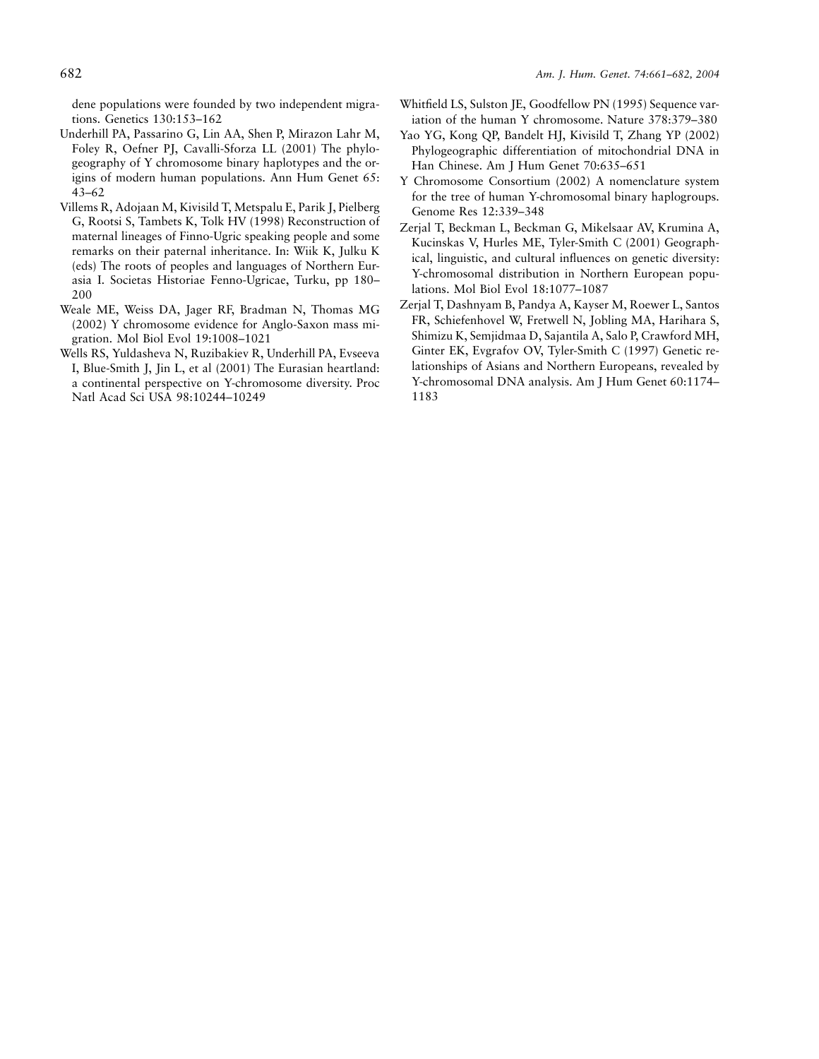dene populations were founded by two independent migrations. Genetics 130:153–162

Underhill PA, Passarino G, Lin AA, Shen P, Mirazon Lahr M, Foley R, Oefner PJ, Cavalli-Sforza LL (2001) The phylogeography of Y chromosome binary haplotypes and the origins of modern human populations. Ann Hum Genet 65: 43–62

Villems R, Adojaan M, Kivisild T, Metspalu E, Parik J, Pielberg G, Rootsi S, Tambets K, Tolk HV (1998) Reconstruction of maternal lineages of Finno-Ugric speaking people and some remarks on their paternal inheritance. In: Wiik K, Julku K (eds) The roots of peoples and languages of Northern Eurasia I. Societas Historiae Fenno-Ugricae, Turku, pp 180–200

Weale ME, Weiss DA, Jager RF, Bradman N, Thomas MG (2002) Y chromosome evidence for Anglo-Saxon mass migration. Mol Biol Evol 19:1008–1021

Wells RS, Yuldasheva N, Ruzibakiev R, Underhill PA, Evseeva I, Blue-Smith J, Jin L, et al (2001) The Eurasian heartland: a continental perspective on Y-chromosome diversity. Proc Natl Acad Sci USA 98:10244–10249

Whitfield LS, Sulston JE, Goodfellow PN (1995) Sequence variation of the human Y chromosome. Nature 378:379–380

Yao YG, Kong QP, Bandelt HJ, Kivisild T, Zhang YP (2002) Phylogeographic differentiation of mitochondrial DNA in Han Chinese. Am J Hum Genet 70:635–651

Y Chromosome Consortium (2002) A nomenclature system for the tree of human Y-chromosomal binary haplogroups. Genome Res 12:339–348

Zerjal T, Beckman L, Beckman G, Mikelsaar AV, Krumina A, Kucinskas V, Hurles ME, Tyler-Smith C (2001) Geographical, linguistic, and cultural influences on genetic diversity: Y-chromosomal distribution in Northern European populations. Mol Biol Evol 18:1077–1087

Zerjal T, Dashnyam B, Pandya A, Kayser M, Roewer L, Santos FR, Schiefenhovel W, Fretwell N, Jobling MA, Harihara S, Shimizu K, Semjidmaa D, Sajantila A, Salo P, Crawford MH, Ginter EK, Evgrafov OV, Tyler-Smith C (1997) Genetic relationships of Asians and Northern Europeans, revealed by Y-chromosomal DNA analysis. Am J Hum Genet 60:1174–1183